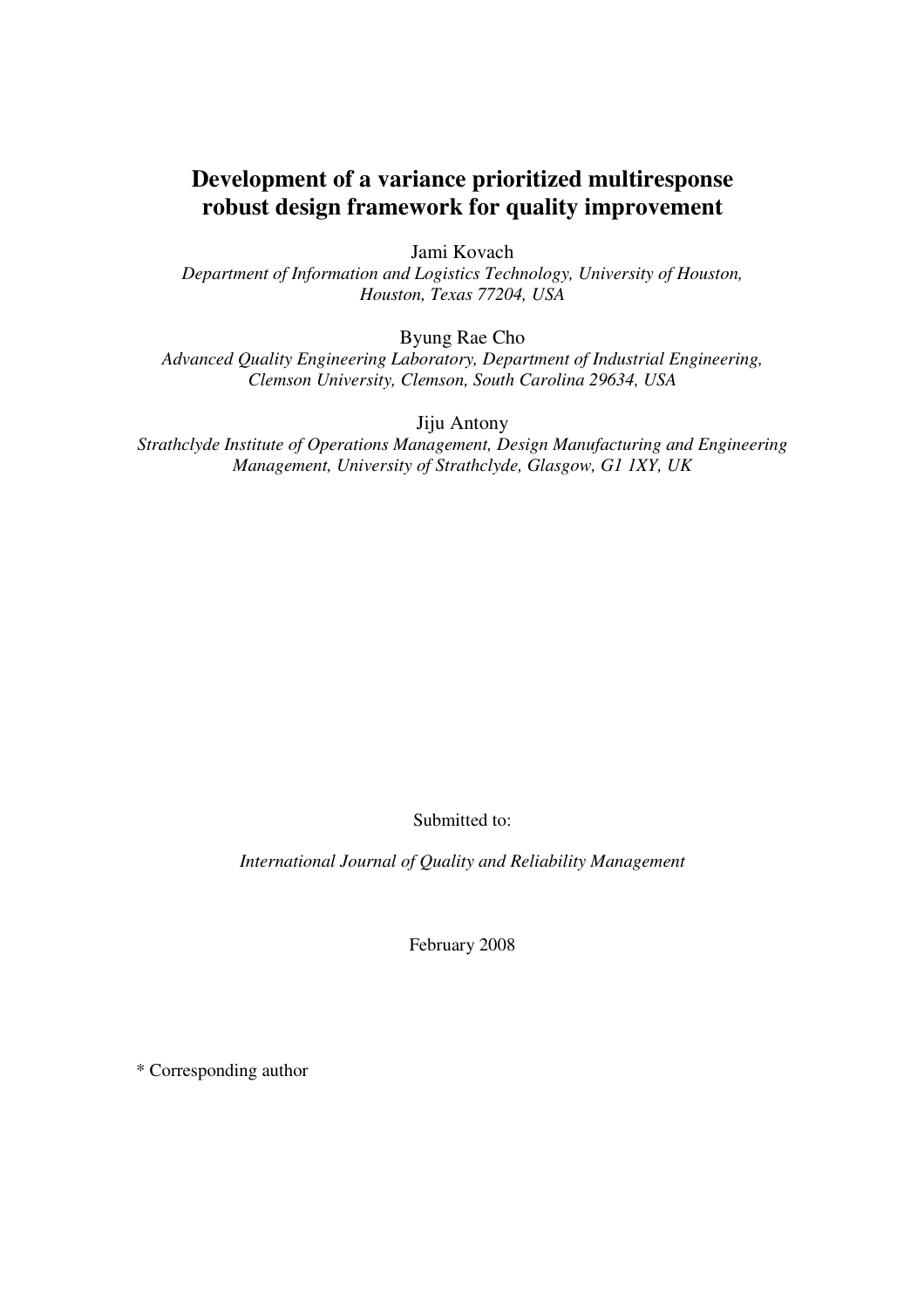# Development of a variance prioritized multiresponse robust design framework for quality improvement

Jami Kovach

*Department of Information and Logistics Technology, University of Houston, Houston, Texas 77204, USA*

Byung Rae Cho

*Advanced Quality Engineering Laboratory, Department of Industrial Engineering, Clemson University, Clemson, South Carolina 29634, USA*

Jiju Antony

*Strathclyde Institute of Operations Management, Design Manufacturing and Engineering Management, University of Strathclyde, Glasgow, G1 1XY, UK*

Submitted to:

*International Journal of Quality and Reliability Management*

February 2008

* Corresponding author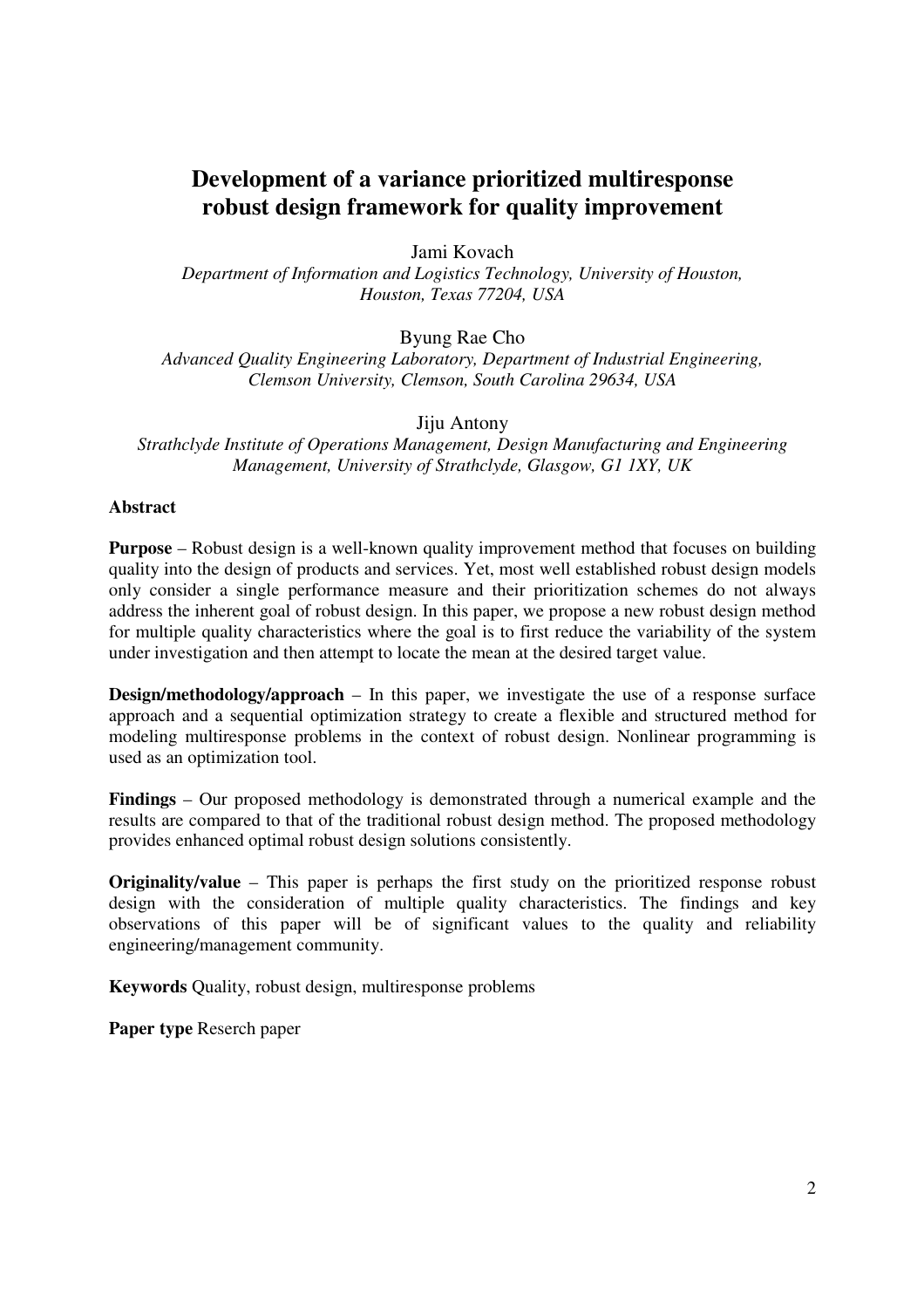# Development of a variance prioritized multiresponse robust design framework for quality improvement

Jami Kovach

*Department of Information and Logistics Technology, University of Houston, Houston, Texas 77204, USA*

Byung Rae Cho

*Advanced Quality Engineering Laboratory, Department of Industrial Engineering, Clemson University, Clemson, South Carolina 29634, USA*

Jiju Antony

*Strathclyde Institute of Operations Management, Design Manufacturing and Engineering Management, University of Strathclyde, Glasgow, G1 1XY, UK*

## Abstract

**Purpose** – Robust design is a well-known quality improvement method that focuses on building quality into the design of products and services. Yet, most well established robust design models only consider a single performance measure and their prioritization schemes do not always address the inherent goal of robust design. In this paper, we propose a new robust design method for multiple quality characteristics where the goal is to first reduce the variability of the system under investigation and then attempt to locate the mean at the desired target value.

**Design/methodology/approach** – In this paper, we investigate the use of a response surface approach and a sequential optimization strategy to create a flexible and structured method for modeling multiresponse problems in the context of robust design. Nonlinear programming is used as an optimization tool.

**Findings** – Our proposed methodology is demonstrated through a numerical example and the results are compared to that of the traditional robust design method. The proposed methodology provides enhanced optimal robust design solutions consistently.

**Originality/value** – This paper is perhaps the first study on the prioritized response robust design with the consideration of multiple quality characteristics. The findings and key observations of this paper will be of significant values to the quality and reliability engineering/management community.

**Keywords** Quality, robust design, multiresponse problems

**Paper type** Reserch paper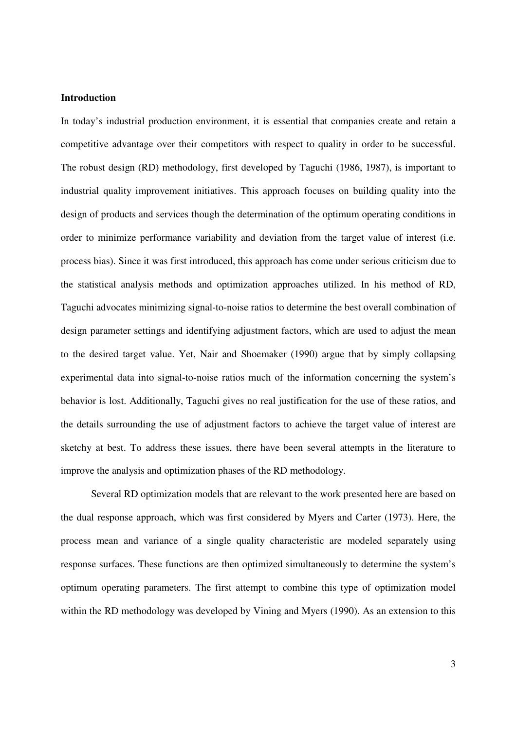**Introduction**

In today's industrial production environment, it is essential that companies create and retain a competitive advantage over their competitors with respect to quality in order to be successful. The robust design (RD) methodology, first developed by Taguchi (1986, 1987), is important to industrial quality improvement initiatives. This approach focuses on building quality into the design of products and services though the determination of the optimum operating conditions in order to minimize performance variability and deviation from the target value of interest (i.e. process bias). Since it was first introduced, this approach has come under serious criticism due to the statistical analysis methods and optimization approaches utilized. In his method of RD, Taguchi advocates minimizing signal-to-noise ratios to determine the best overall combination of design parameter settings and identifying adjustment factors, which are used to adjust the mean to the desired target value. Yet, Nair and Shoemaker (1990) argue that by simply collapsing experimental data into signal-to-noise ratios much of the information concerning the system's behavior is lost. Additionally, Taguchi gives no real justification for the use of these ratios, and the details surrounding the use of adjustment factors to achieve the target value of interest are sketchy at best. To address these issues, there have been several attempts in the literature to improve the analysis and optimization phases of the RD methodology.

Several RD optimization models that are relevant to the work presented here are based on the dual response approach, which was first considered by Myers and Carter (1973). Here, the process mean and variance of a single quality characteristic are modeled separately using response surfaces. These functions are then optimized simultaneously to determine the system's optimum operating parameters. The first attempt to combine this type of optimization model within the RD methodology was developed by Vining and Myers (1990). As an extension to this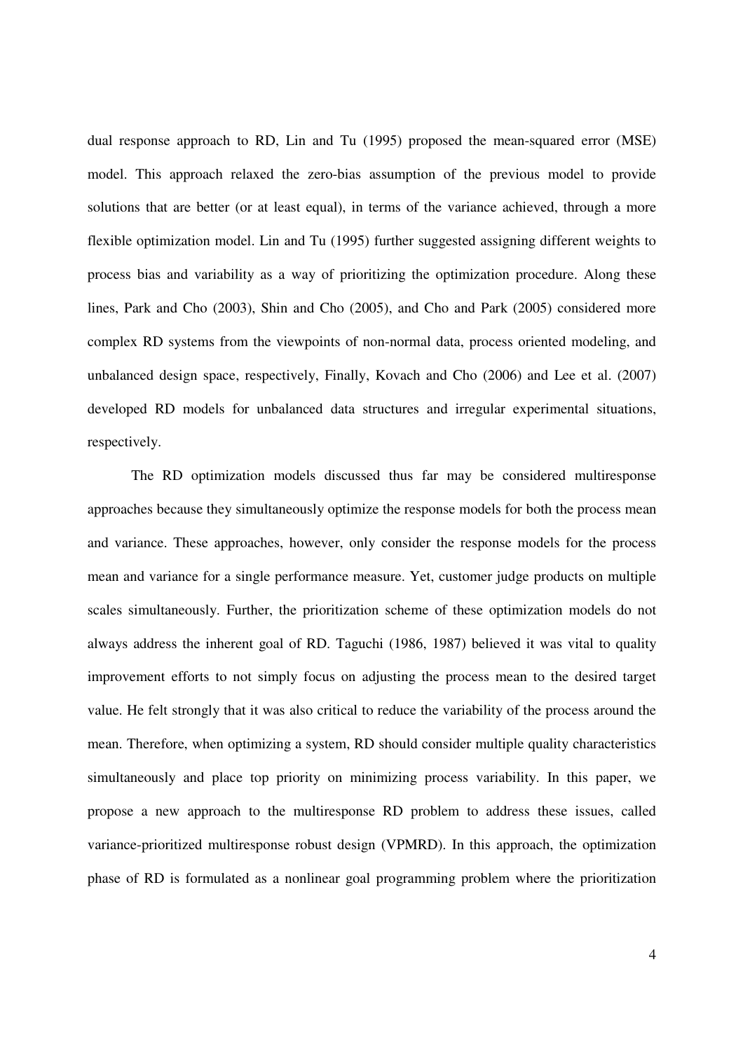dual response approach to RD, Lin and Tu (1995) proposed the mean-squared error (MSE) model. This approach relaxed the zero-bias assumption of the previous model to provide solutions that are better (or at least equal), in terms of the variance achieved, through a more flexible optimization model. Lin and Tu (1995) further suggested assigning different weights to process bias and variability as a way of prioritizing the optimization procedure. Along these lines, Park and Cho (2003), Shin and Cho (2005), and Cho and Park (2005) considered more complex RD systems from the viewpoints of non-normal data, process oriented modeling, and unbalanced design space, respectively, Finally, Kovach and Cho (2006) and Lee et al. (2007) developed RD models for unbalanced data structures and irregular experimental situations, respectively.

The RD optimization models discussed thus far may be considered multiresponse approaches because they simultaneously optimize the response models for both the process mean and variance. These approaches, however, only consider the response models for the process mean and variance for a single performance measure. Yet, customer judge products on multiple scales simultaneously. Further, the prioritization scheme of these optimization models do not always address the inherent goal of RD. Taguchi (1986, 1987) believed it was vital to quality improvement efforts to not simply focus on adjusting the process mean to the desired target value. He felt strongly that it was also critical to reduce the variability of the process around the mean. Therefore, when optimizing a system, RD should consider multiple quality characteristics simultaneously and place top priority on minimizing process variability. In this paper, we propose a new approach to the multiresponse RD problem to address these issues, called variance-prioritized multiresponse robust design (VPMRD). In this approach, the optimization phase of RD is formulated as a nonlinear goal programming problem where the prioritization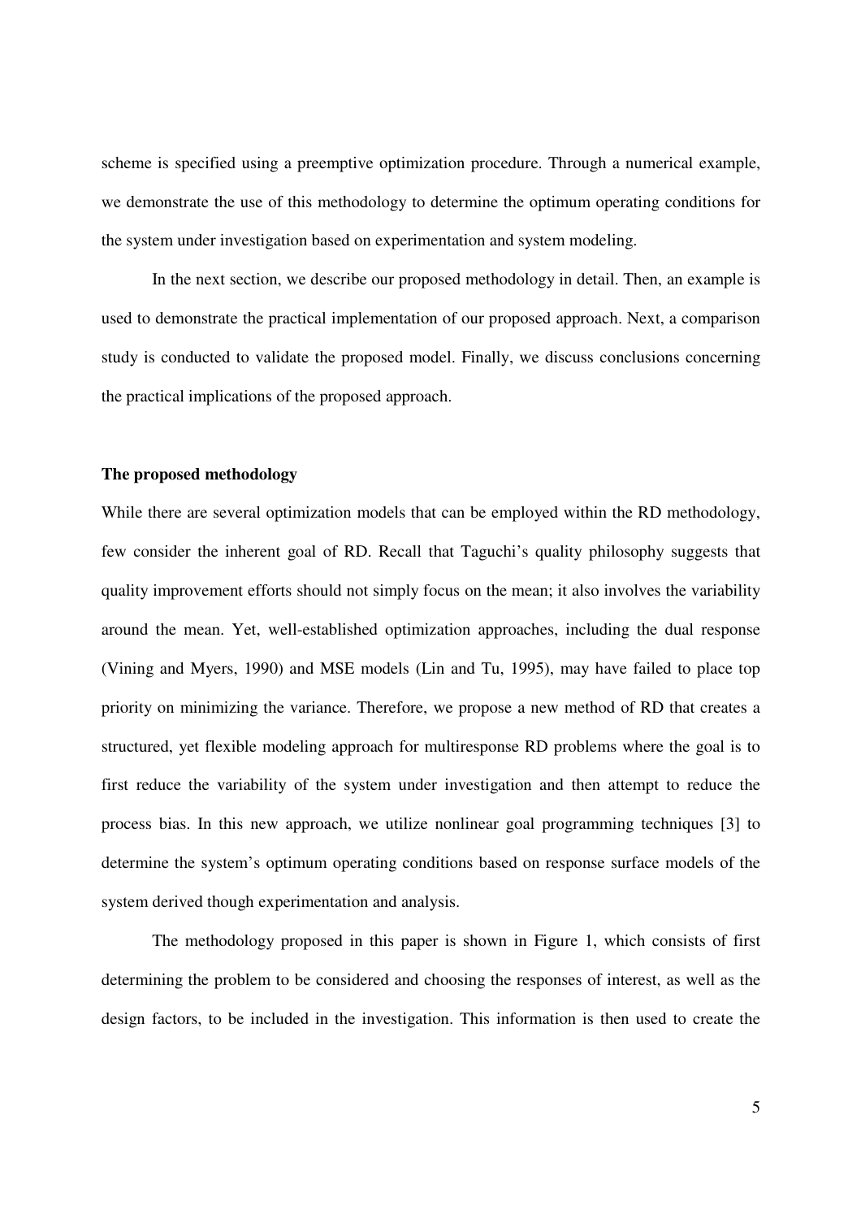scheme is specified using a preemptive optimization procedure. Through a numerical example, we demonstrate the use of this methodology to determine the optimum operating conditions for the system under investigation based on experimentation and system modeling.

In the next section, we describe our proposed methodology in detail. Then, an example is used to demonstrate the practical implementation of our proposed approach. Next, a comparison study is conducted to validate the proposed model. Finally, we discuss conclusions concerning the practical implications of the proposed approach.

**The proposed methodology**

While there are several optimization models that can be employed within the RD methodology, few consider the inherent goal of RD. Recall that Taguchi's quality philosophy suggests that quality improvement efforts should not simply focus on the mean; it also involves the variability around the mean. Yet, well-established optimization approaches, including the dual response (Vining and Myers, 1990) and MSE models (Lin and Tu, 1995), may have failed to place top priority on minimizing the variance. Therefore, we propose a new method of RD that creates a structured, yet flexible modeling approach for multiresponse RD problems where the goal is to first reduce the variability of the system under investigation and then attempt to reduce the process bias. In this new approach, we utilize nonlinear goal programming techniques [3] to determine the system's optimum operating conditions based on response surface models of the system derived though experimentation and analysis.

The methodology proposed in this paper is shown in Figure 1, which consists of first determining the problem to be considered and choosing the responses of interest, as well as the design factors, to be included in the investigation. This information is then used to create the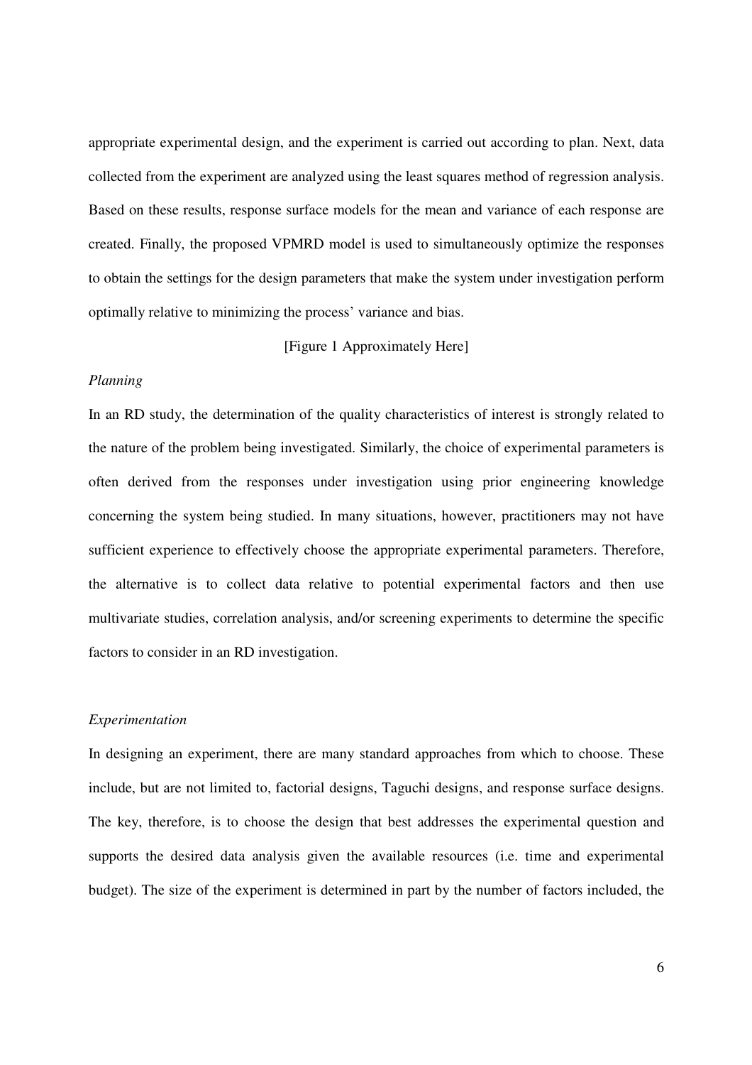appropriate experimental design, and the experiment is carried out according to plan. Next, data collected from the experiment are analyzed using the least squares method of regression analysis. Based on these results, response surface models for the mean and variance of each response are created. Finally, the proposed VPMRD model is used to simultaneously optimize the responses to obtain the settings for the design parameters that make the system under investigation perform optimally relative to minimizing the process' variance and bias.

[Figure 1 Approximately Here]

*Planning*

In an RD study, the determination of the quality characteristics of interest is strongly related to the nature of the problem being investigated. Similarly, the choice of experimental parameters is often derived from the responses under investigation using prior engineering knowledge concerning the system being studied. In many situations, however, practitioners may not have sufficient experience to effectively choose the appropriate experimental parameters. Therefore, the alternative is to collect data relative to potential experimental factors and then use multivariate studies, correlation analysis, and/or screening experiments to determine the specific factors to consider in an RD investigation.

*Experimentation*

In designing an experiment, there are many standard approaches from which to choose. These include, but are not limited to, factorial designs, Taguchi designs, and response surface designs. The key, therefore, is to choose the design that best addresses the experimental question and supports the desired data analysis given the available resources (i.e. time and experimental budget). The size of the experiment is determined in part by the number of factors included, the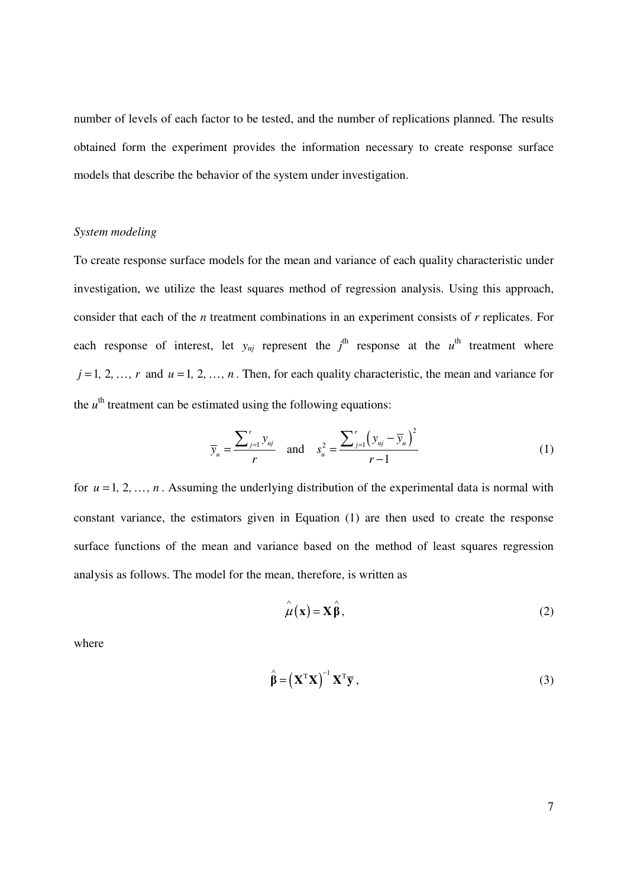number of levels of each factor to be tested, and the number of replications planned. The results obtained form the experiment provides the information necessary to create response surface models that describe the behavior of the system under investigation.

*System modeling*

To create response surface models for the mean and variance of each quality characteristic under investigation, we utilize the least squares method of regression analysis. Using this approach, consider that each of the $n$ treatment combinations in an experiment consists of $r$ replicates. For each response of interest, let $y_{uj}$ represent the $j^{\text{th}}$ response at the $u^{\text{th}}$ treatment where $j = 1, 2, \ldots, r$ and $u = 1, 2, \ldots, n$. Then, for each quality characteristic, the mean and variance for the $u^{\text{th}}$ treatment can be estimated using the following equations:

$$\bar{y}_u = \frac{\sum_{j=1}^{r} y_{uj}}{r} \quad \text{and} \quad s_u^2 = \frac{\sum_{j=1}^{r} \left( y_{uj} - \bar{y}_u \right)^2}{r-1} \tag{1}$$

for $u = 1, 2, \ldots, n$. Assuming the underlying distribution of the experimental data is normal with constant variance, the estimators given in Equation (1) are then used to create the response surface functions of the mean and variance based on the method of least squares regression analysis as follows. The model for the mean, therefore, is written as

$$\hat{\mu}(\mathbf{x}) = \mathbf{X}\hat{\boldsymbol{\beta}}, \tag{2}$$

where

$$\hat{\boldsymbol{\beta}} = \left( \mathbf{X}^{\mathrm{T}}\mathbf{X} \right)^{-1} \mathbf{X}^{\mathrm{T}}\bar{\mathbf{y}}, \tag{3}$$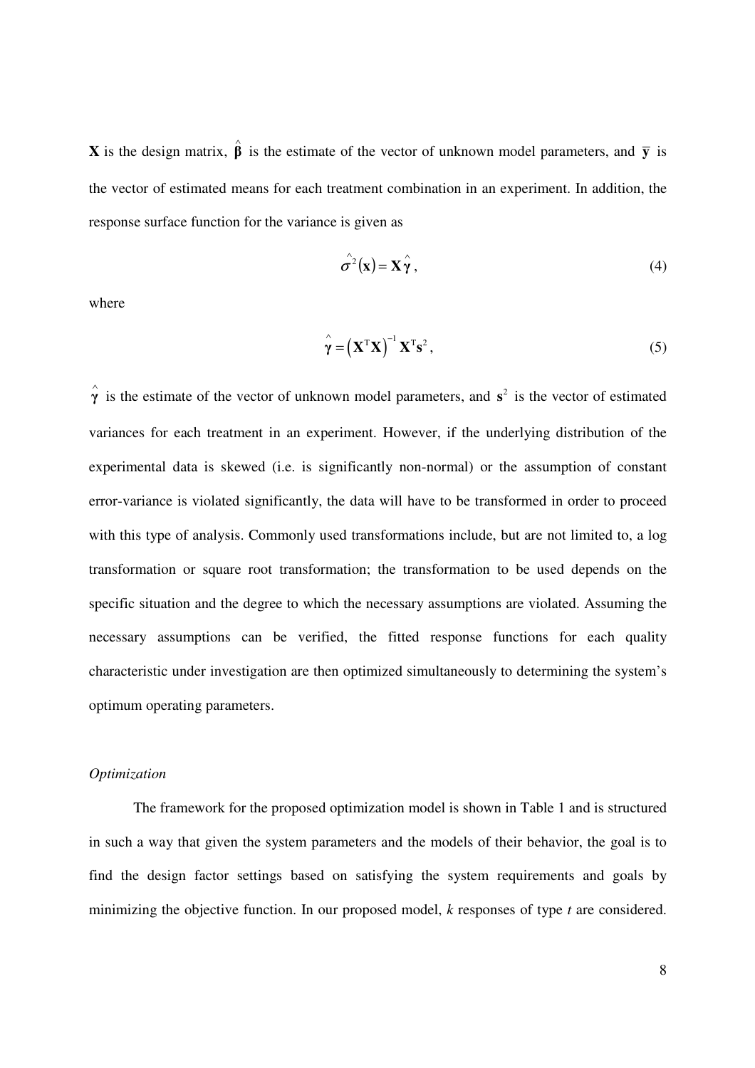$\mathbf{X}$ is the design matrix, $\hat{\boldsymbol{\beta}}$ is the estimate of the vector of unknown model parameters, and $\bar{\mathbf{y}}$ is the vector of estimated means for each treatment combination in an experiment. In addition, the response surface function for the variance is given as

$$\hat{\sigma}^2(\mathbf{x}) = \mathbf{X}\hat{\boldsymbol{\gamma}}, \tag{4}$$

where

$$\hat{\boldsymbol{\gamma}} = \left(\mathbf{X}^{\mathrm{T}}\mathbf{X}\right)^{-1}\mathbf{X}^{\mathrm{T}}\mathbf{s}^2, \tag{5}$$

$\hat{\boldsymbol{\gamma}}$ is the estimate of the vector of unknown model parameters, and $\mathbf{s}^2$ is the vector of estimated variances for each treatment in an experiment. However, if the underlying distribution of the experimental data is skewed (i.e. is significantly non-normal) or the assumption of constant error-variance is violated significantly, the data will have to be transformed in order to proceed with this type of analysis. Commonly used transformations include, but are not limited to, a log transformation or square root transformation; the transformation to be used depends on the specific situation and the degree to which the necessary assumptions are violated. Assuming the necessary assumptions can be verified, the fitted response functions for each quality characteristic under investigation are then optimized simultaneously to determining the system's optimum operating parameters.

*Optimization*

The framework for the proposed optimization model is shown in Table 1 and is structured in such a way that given the system parameters and the models of their behavior, the goal is to find the design factor settings based on satisfying the system requirements and goals by minimizing the objective function. In our proposed model, *k* responses of type *t* are considered.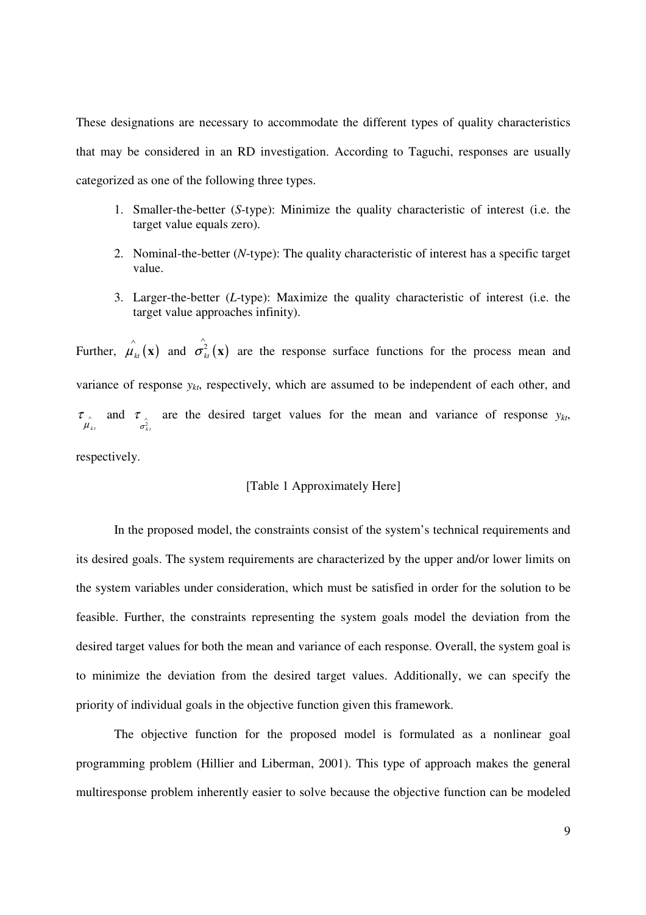These designations are necessary to accommodate the different types of quality characteristics that may be considered in an RD investigation. According to Taguchi, responses are usually categorized as one of the following three types.

1. Smaller-the-better (*S*-type): Minimize the quality characteristic of interest (i.e. the target value equals zero).
2. Nominal-the-better (*N*-type): The quality characteristic of interest has a specific target value.
3. Larger-the-better (*L*-type): Maximize the quality characteristic of interest (i.e. the target value approaches infinity).

Further, $\hat{\mu}_{kt}(\mathbf{x})$ and $\hat{\sigma}^2_{kt}(\mathbf{x})$ are the response surface functions for the process mean and variance of response $y_{kt}$, respectively, which are assumed to be independent of each other, and $\tau_{\hat{\mu}_{kt}}$ and $\tau_{\hat{\sigma}^2_{kt}}$ are the desired target values for the mean and variance of response $y_{kt}$, respectively.

[Table 1 Approximately Here]

In the proposed model, the constraints consist of the system's technical requirements and its desired goals. The system requirements are characterized by the upper and/or lower limits on the system variables under consideration, which must be satisfied in order for the solution to be feasible. Further, the constraints representing the system goals model the deviation from the desired target values for both the mean and variance of each response. Overall, the system goal is to minimize the deviation from the desired target values. Additionally, we can specify the priority of individual goals in the objective function given this framework.

The objective function for the proposed model is formulated as a nonlinear goal programming problem (Hillier and Liberman, 2001). This type of approach makes the general multiresponse problem inherently easier to solve because the objective function can be modeled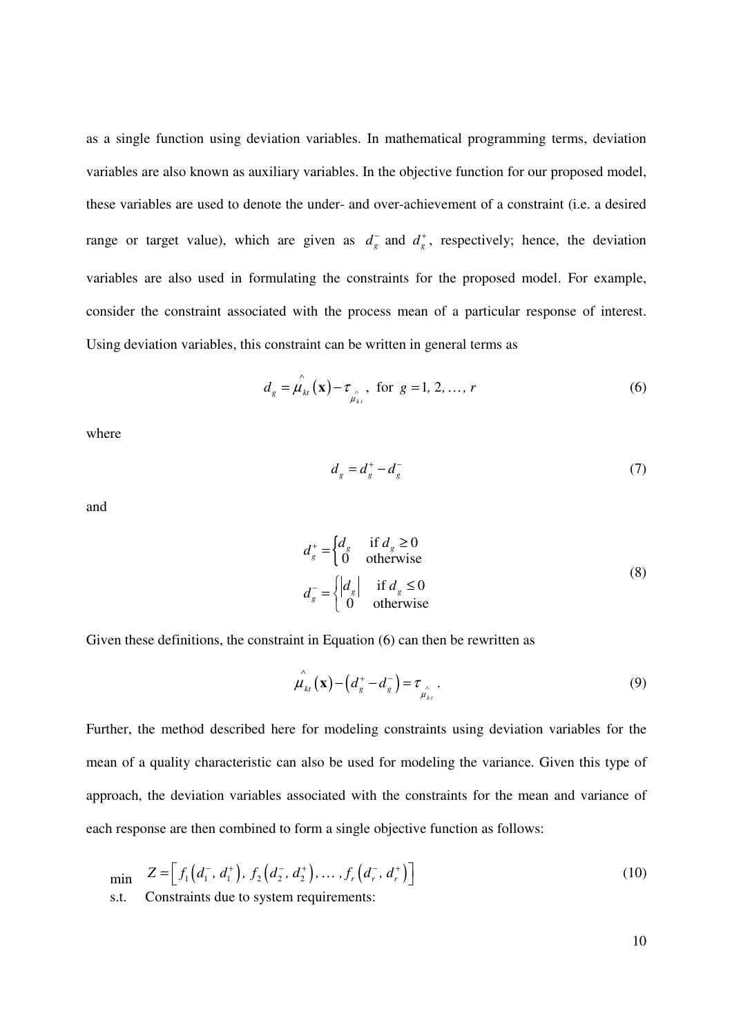as a single function using deviation variables. In mathematical programming terms, deviation variables are also known as auxiliary variables. In the objective function for our proposed model, these variables are used to denote the under- and over-achievement of a constraint (i.e. a desired range or target value), which are given as $d_g^-$ and $d_g^+$, respectively; hence, the deviation variables are also used in formulating the constraints for the proposed model. For example, consider the constraint associated with the process mean of a particular response of interest. Using deviation variables, this constraint can be written in general terms as

$$d_g = \hat{\mu}_{kt}(\mathbf{x}) - \tau_{\hat{\mu}_{kt}}, \text{ for } g = 1, 2, \ldots, r \tag{6}$$

where

$$d_g = d_g^+ - d_g^- \tag{7}$$

and

$$d_g^+ = \begin{cases} d_g & \text{if } d_g \geq 0 \\ 0 & \text{otherwise} \end{cases}$$
$$d_g^- = \begin{cases} |d_g| & \text{if } d_g \leq 0 \\ 0 & \text{otherwise} \end{cases} \tag{8}$$

Given these definitions, the constraint in Equation (6) can then be rewritten as

$$\hat{\mu}_{kt}(\mathbf{x}) - \left(d_g^+ - d_g^-\right) = \tau_{\hat{\mu}_{kt}}. \tag{9}$$

Further, the method described here for modeling constraints using deviation variables for the mean of a quality characteristic can also be used for modeling the variance. Given this type of approach, the deviation variables associated with the constraints for the mean and variance of each response are then combined to form a single objective function as follows:

$$\min \quad Z = \left[ f_1\left(d_1^-, d_1^+\right), f_2\left(d_2^-, d_2^+\right), \ldots, f_r\left(d_r^-, d_r^+\right) \right] \tag{10}$$

s.t. Constraints due to system requirements: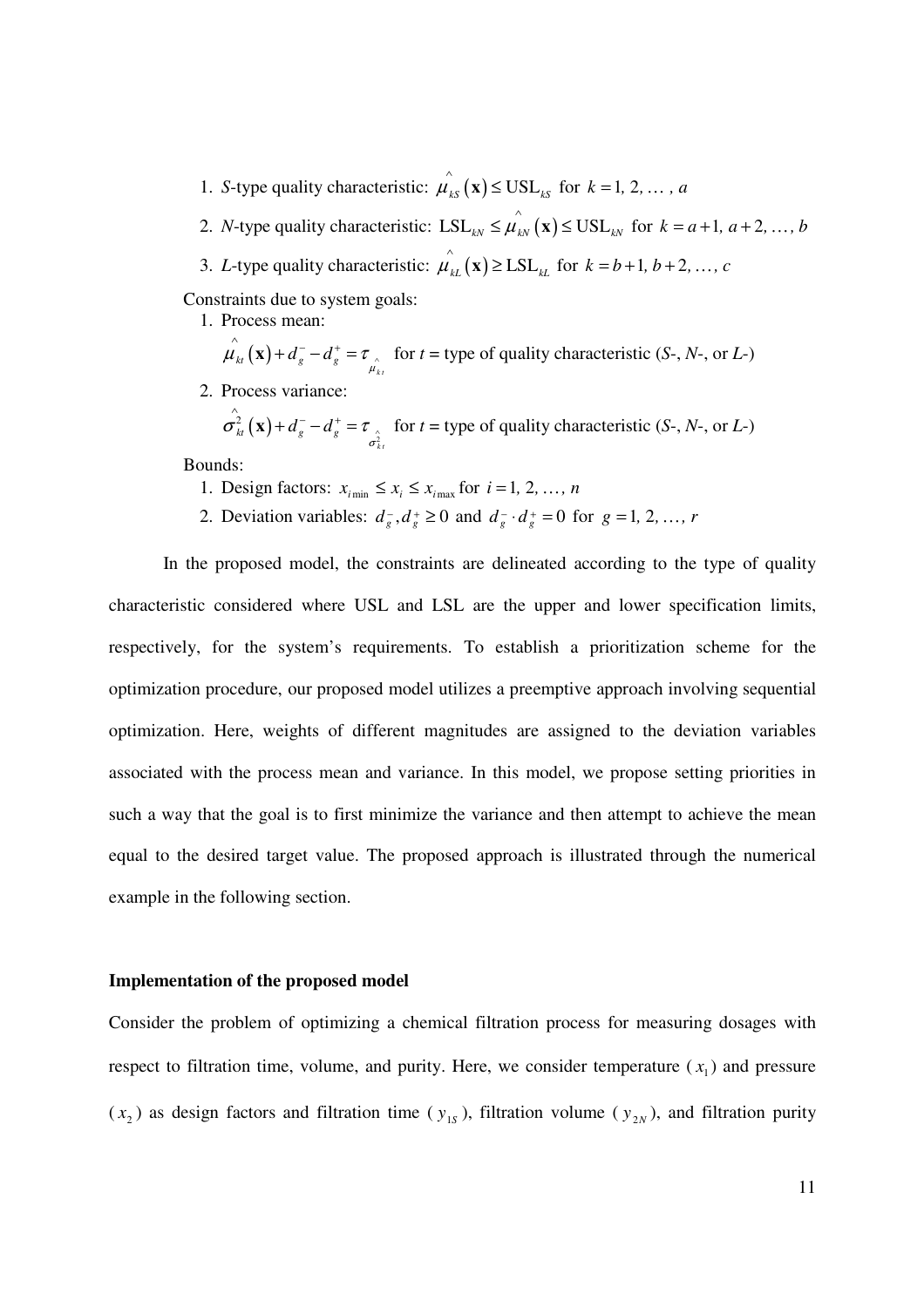1. *S*-type quality characteristic: $\hat{\mu}_{kS}(\mathbf{x}) \leq \text{USL}_{kS}$ for $k = 1, 2, \ldots, a$
2. *N*-type quality characteristic: $\text{LSL}_{kN} \leq \hat{\mu}_{kN}(\mathbf{x}) \leq \text{USL}_{kN}$ for $k = a+1, a+2, \ldots, b$
3. *L*-type quality characteristic: $\hat{\mu}_{kL}(\mathbf{x}) \geq \text{LSL}_{kL}$ for $k = b+1, b+2, \ldots, c$

Constraints due to system goals:

1. Process mean:

   $\hat{\mu}_{kt}(\mathbf{x}) + d_g^- - d_g^+ = \tau_{\hat{\mu}_{kt}}$ for $t$ = type of quality characteristic (*S*-, *N*-, or *L*-)

2. Process variance:

   $\hat{\sigma}^2_{kt}(\mathbf{x}) + d_g^- - d_g^+ = \tau_{\hat{\sigma}^2_{kt}}$ for $t$ = type of quality characteristic (*S*-, *N*-, or *L*-)

Bounds:

1. Design factors: $x_{i\min} \leq x_i \leq x_{i\max}$ for $i = 1, 2, \ldots, n$
2. Deviation variables: $d_g^-, d_g^+ \geq 0$ and $d_g^- \cdot d_g^+ = 0$ for $g = 1, 2, \ldots, r$

In the proposed model, the constraints are delineated according to the type of quality characteristic considered where USL and LSL are the upper and lower specification limits, respectively, for the system's requirements. To establish a prioritization scheme for the optimization procedure, our proposed model utilizes a preemptive approach involving sequential optimization. Here, weights of different magnitudes are assigned to the deviation variables associated with the process mean and variance. In this model, we propose setting priorities in such a way that the goal is to first minimize the variance and then attempt to achieve the mean equal to the desired target value. The proposed approach is illustrated through the numerical example in the following section.

## Implementation of the proposed model

Consider the problem of optimizing a chemical filtration process for measuring dosages with respect to filtration time, volume, and purity. Here, we consider temperature ($x_1$) and pressure ($x_2$) as design factors and filtration time ($y_{1S}$), filtration volume ($y_{2N}$), and filtration purity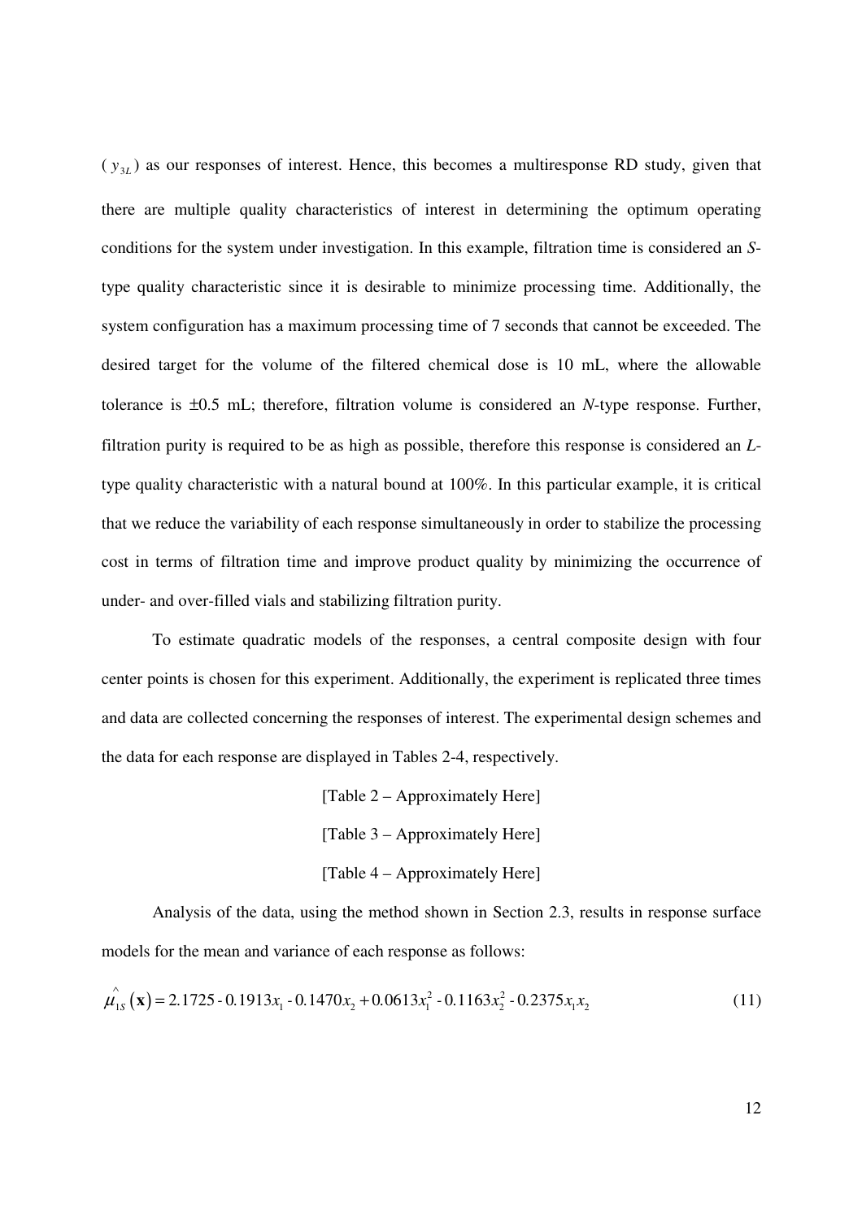($y_{3L}$) as our responses of interest. Hence, this becomes a multiresponse RD study, given that there are multiple quality characteristics of interest in determining the optimum operating conditions for the system under investigation. In this example, filtration time is considered an *S*-type quality characteristic since it is desirable to minimize processing time. Additionally, the system configuration has a maximum processing time of 7 seconds that cannot be exceeded. The desired target for the volume of the filtered chemical dose is 10 mL, where the allowable tolerance is ±0.5 mL; therefore, filtration volume is considered an *N*-type response. Further, filtration purity is required to be as high as possible, therefore this response is considered an *L*-type quality characteristic with a natural bound at 100%. In this particular example, it is critical that we reduce the variability of each response simultaneously in order to stabilize the processing cost in terms of filtration time and improve product quality by minimizing the occurrence of under- and over-filled vials and stabilizing filtration purity.

To estimate quadratic models of the responses, a central composite design with four center points is chosen for this experiment. Additionally, the experiment is replicated three times and data are collected concerning the responses of interest. The experimental design schemes and the data for each response are displayed in Tables 2-4, respectively.

[Table 2 – Approximately Here]

[Table 3 – Approximately Here]

[Table 4 – Approximately Here]

Analysis of the data, using the method shown in Section 2.3, results in response surface models for the mean and variance of each response as follows:

$$\hat{\mu}_{1S}(\mathbf{x}) = 2.1725 - 0.1913x_1 - 0.1470x_2 + 0.0613x_1^2 - 0.1163x_2^2 - 0.2375x_1x_2 \tag{11}$$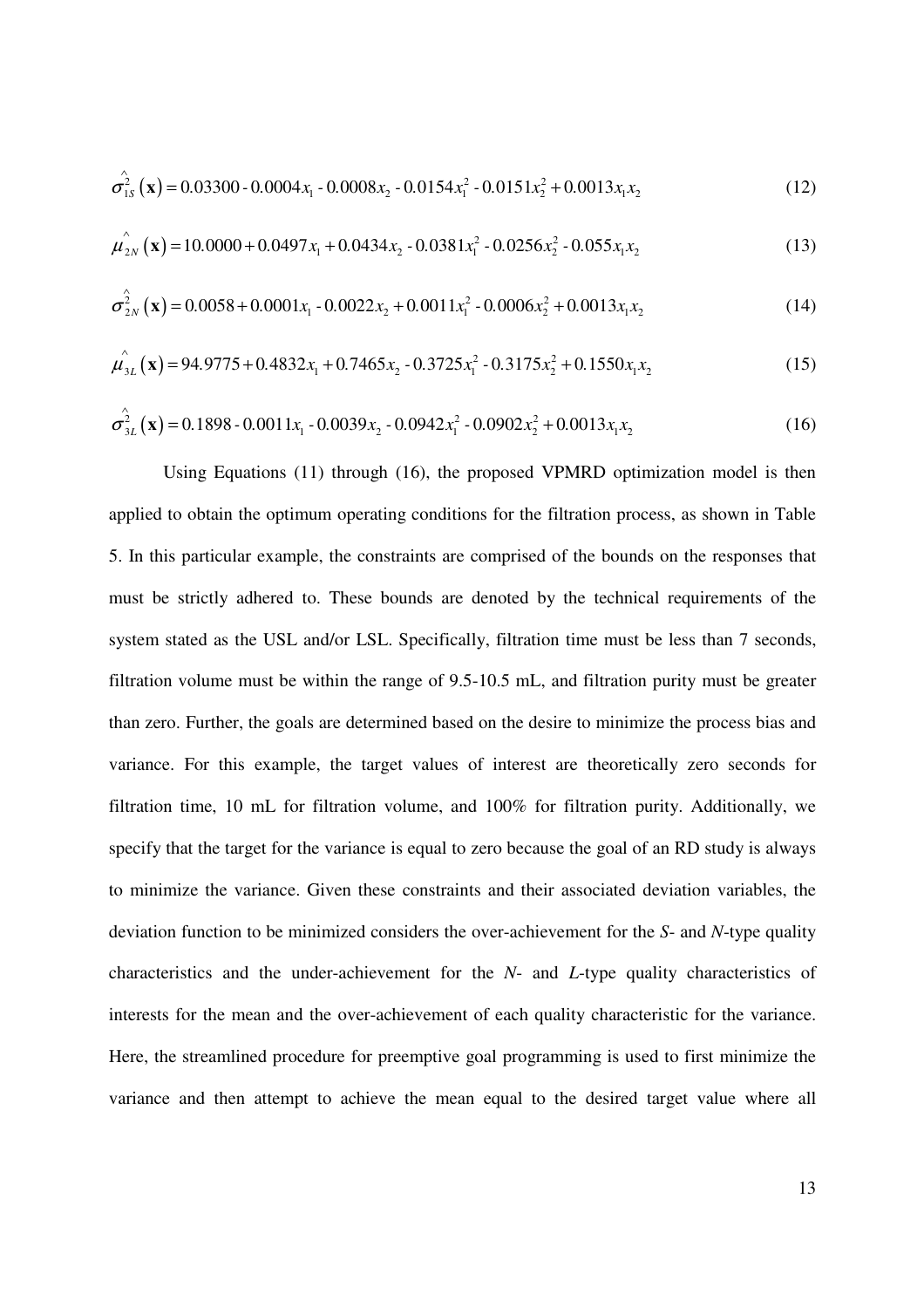$$\hat{\sigma}_{1S}^{2}(\mathbf{x}) = 0.03300 - 0.0004x_1 - 0.0008x_2 - 0.0154x_1^2 - 0.0151x_2^2 + 0.0013x_1x_2 \tag{12}$$

$$\hat{\mu}_{2N}(\mathbf{x}) = 10.0000 + 0.0497x_1 + 0.0434x_2 - 0.0381x_1^2 - 0.0256x_2^2 - 0.055x_1x_2 \tag{13}$$

$$\hat{\sigma}_{2N}^{2}(\mathbf{x}) = 0.0058 + 0.0001x_1 - 0.0022x_2 + 0.0011x_1^2 - 0.0006x_2^2 + 0.0013x_1x_2 \tag{14}$$

$$\hat{\mu}_{3L}(\mathbf{x}) = 94.9775 + 0.4832x_1 + 0.7465x_2 - 0.3725x_1^2 - 0.3175x_2^2 + 0.1550x_1x_2 \tag{15}$$

$$\hat{\sigma}_{3L}^{2}(\mathbf{x}) = 0.1898 - 0.0011x_1 - 0.0039x_2 - 0.0942x_1^2 - 0.0902x_2^2 + 0.0013x_1x_2 \tag{16}$$

Using Equations (11) through (16), the proposed VPMRD optimization model is then applied to obtain the optimum operating conditions for the filtration process, as shown in Table 5. In this particular example, the constraints are comprised of the bounds on the responses that must be strictly adhered to. These bounds are denoted by the technical requirements of the system stated as the USL and/or LSL. Specifically, filtration time must be less than 7 seconds, filtration volume must be within the range of 9.5-10.5 mL, and filtration purity must be greater than zero. Further, the goals are determined based on the desire to minimize the process bias and variance. For this example, the target values of interest are theoretically zero seconds for filtration time, 10 mL for filtration volume, and 100% for filtration purity. Additionally, we specify that the target for the variance is equal to zero because the goal of an RD study is always to minimize the variance. Given these constraints and their associated deviation variables, the deviation function to be minimized considers the over-achievement for the *S*- and *N*-type quality characteristics and the under-achievement for the *N*- and *L*-type quality characteristics of interests for the mean and the over-achievement of each quality characteristic for the variance. Here, the streamlined procedure for preemptive goal programming is used to first minimize the variance and then attempt to achieve the mean equal to the desired target value where all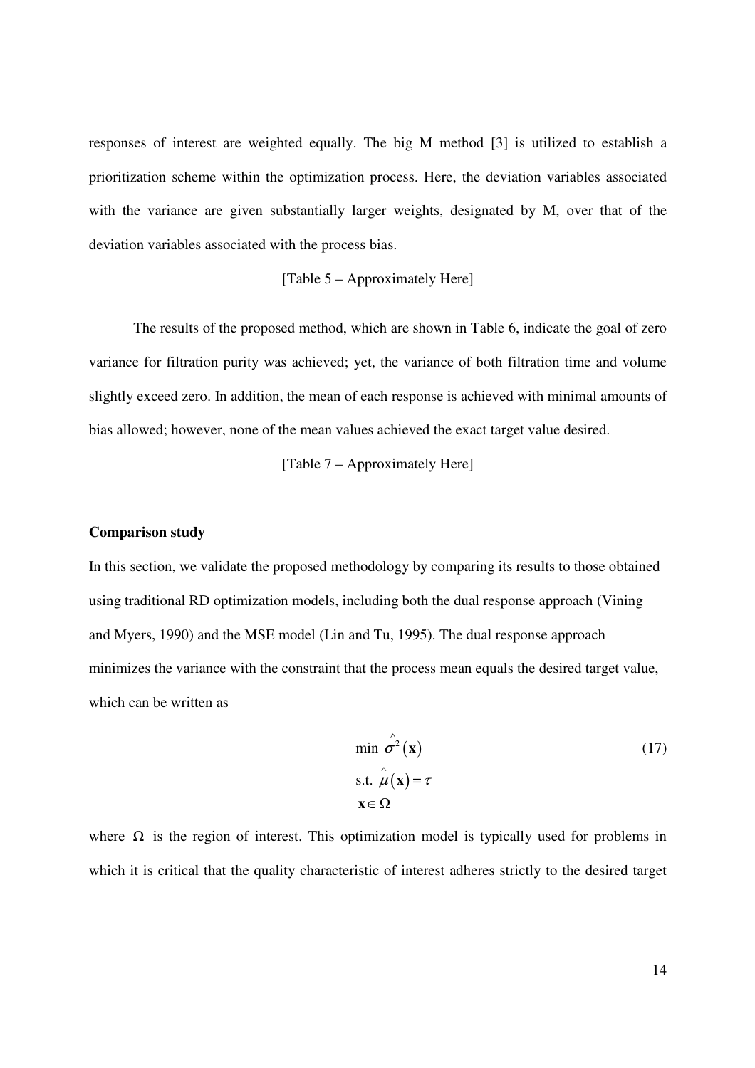responses of interest are weighted equally. The big M method [3] is utilized to establish a prioritization scheme within the optimization process. Here, the deviation variables associated with the variance are given substantially larger weights, designated by M, over that of the deviation variables associated with the process bias.

[Table 5 – Approximately Here]

The results of the proposed method, which are shown in Table 6, indicate the goal of zero variance for filtration purity was achieved; yet, the variance of both filtration time and volume slightly exceed zero. In addition, the mean of each response is achieved with minimal amounts of bias allowed; however, none of the mean values achieved the exact target value desired.

[Table 7 – Approximately Here]

**Comparison study**

In this section, we validate the proposed methodology by comparing its results to those obtained using traditional RD optimization models, including both the dual response approach (Vining and Myers, 1990) and the MSE model (Lin and Tu, 1995). The dual response approach minimizes the variance with the constraint that the process mean equals the desired target value, which can be written as

$$\begin{aligned} &\min\ \hat{\sigma}^2(\mathbf{x}) \\ &\text{s.t. } \hat{\mu}(\mathbf{x}) = \tau \\ &\mathbf{x} \in \Omega \end{aligned} \tag{17}$$

where $\Omega$ is the region of interest. This optimization model is typically used for problems in which it is critical that the quality characteristic of interest adheres strictly to the desired target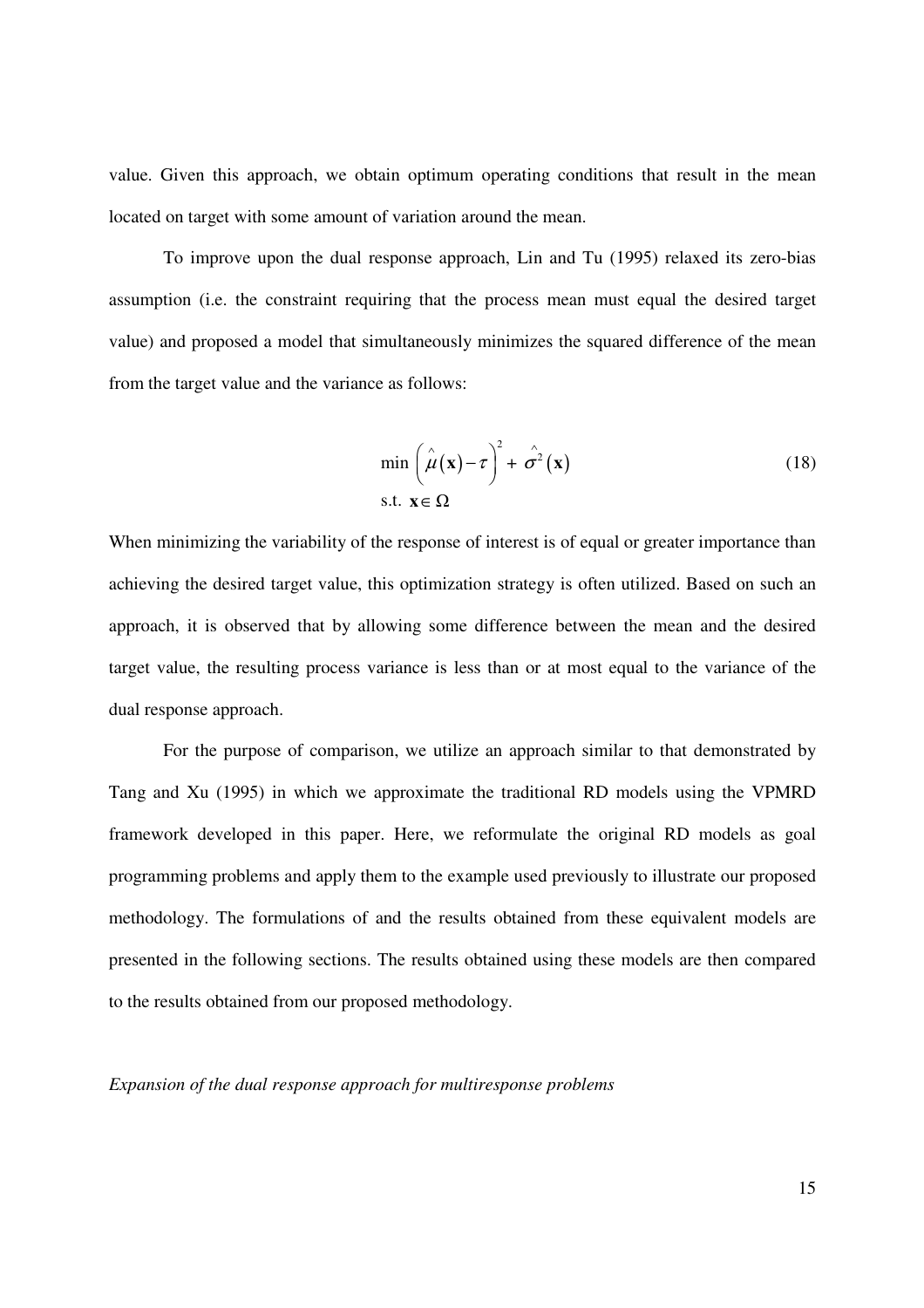value. Given this approach, we obtain optimum operating conditions that result in the mean located on target with some amount of variation around the mean.

To improve upon the dual response approach, Lin and Tu (1995) relaxed its zero-bias assumption (i.e. the constraint requiring that the process mean must equal the desired target value) and proposed a model that simultaneously minimizes the squared difference of the mean from the target value and the variance as follows:

$$
\begin{aligned}
&\min \left(\hat{\mu}(\mathbf{x}) - \tau\right)^2 + \hat{\sigma}^2(\mathbf{x}) \\
&\text{s.t. } \mathbf{x} \in \Omega
\end{aligned} \tag{18}
$$

When minimizing the variability of the response of interest is of equal or greater importance than achieving the desired target value, this optimization strategy is often utilized. Based on such an approach, it is observed that by allowing some difference between the mean and the desired target value, the resulting process variance is less than or at most equal to the variance of the dual response approach.

For the purpose of comparison, we utilize an approach similar to that demonstrated by Tang and Xu (1995) in which we approximate the traditional RD models using the VPMRD framework developed in this paper. Here, we reformulate the original RD models as goal programming problems and apply them to the example used previously to illustrate our proposed methodology. The formulations of and the results obtained from these equivalent models are presented in the following sections. The results obtained using these models are then compared to the results obtained from our proposed methodology.

*Expansion of the dual response approach for multiresponse problems*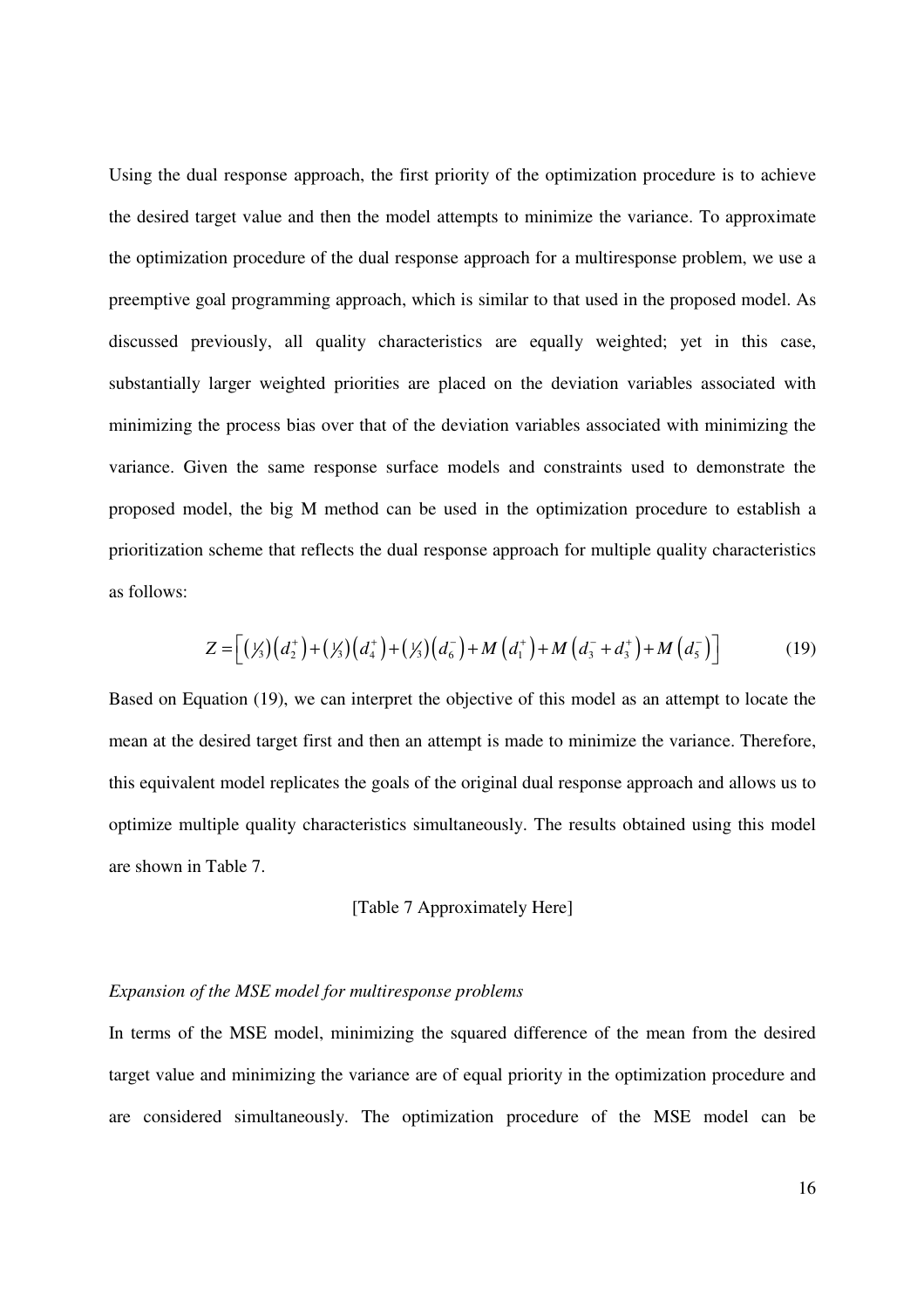Using the dual response approach, the first priority of the optimization procedure is to achieve the desired target value and then the model attempts to minimize the variance. To approximate the optimization procedure of the dual response approach for a multiresponse problem, we use a preemptive goal programming approach, which is similar to that used in the proposed model. As discussed previously, all quality characteristics are equally weighted; yet in this case, substantially larger weighted priorities are placed on the deviation variables associated with minimizing the process bias over that of the deviation variables associated with minimizing the variance. Given the same response surface models and constraints used to demonstrate the proposed model, the big M method can be used in the optimization procedure to establish a prioritization scheme that reflects the dual response approach for multiple quality characteristics as follows:

$$Z = \left[ \left(\tfrac{1}{3}\right)\left(d_2^+\right) + \left(\tfrac{1}{3}\right)\left(d_4^+\right) + \left(\tfrac{1}{3}\right)\left(d_6^-\right) + M\left(d_1^+\right) + M\left(d_3^- + d_3^+\right) + M\left(d_5^-\right) \right] \tag{19}$$

Based on Equation (19), we can interpret the objective of this model as an attempt to locate the mean at the desired target first and then an attempt is made to minimize the variance. Therefore, this equivalent model replicates the goals of the original dual response approach and allows us to optimize multiple quality characteristics simultaneously. The results obtained using this model are shown in Table 7.

[Table 7 Approximately Here]

*Expansion of the MSE model for multiresponse problems*

In terms of the MSE model, minimizing the squared difference of the mean from the desired target value and minimizing the variance are of equal priority in the optimization procedure and are considered simultaneously. The optimization procedure of the MSE model can be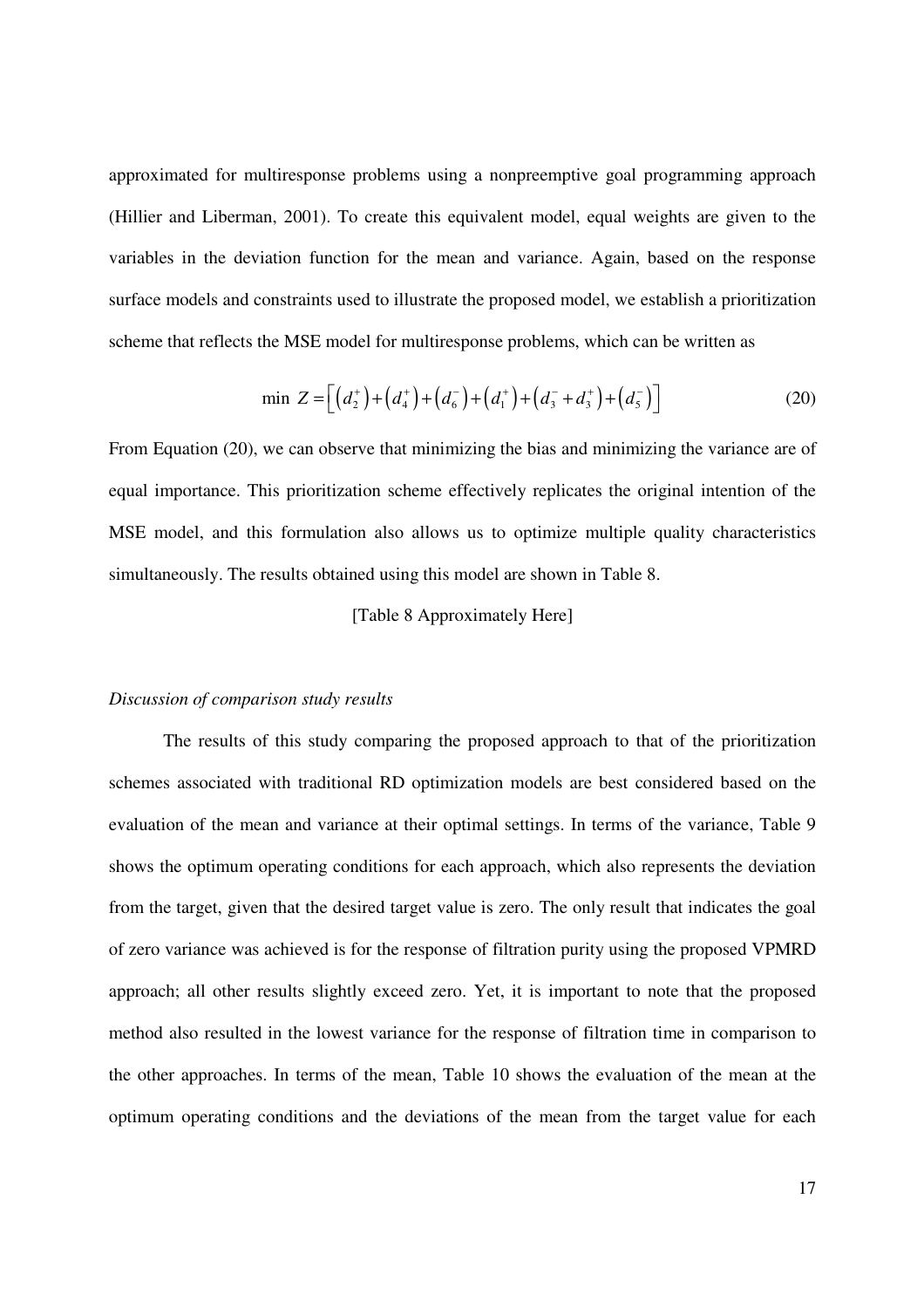approximated for multiresponse problems using a nonpreemptive goal programming approach (Hillier and Liberman, 2001). To create this equivalent model, equal weights are given to the variables in the deviation function for the mean and variance. Again, based on the response surface models and constraints used to illustrate the proposed model, we establish a prioritization scheme that reflects the MSE model for multiresponse problems, which can be written as

$$\min \ Z = \left[ \left(d_2^+\right) + \left(d_4^+\right) + \left(d_6^-\right) + \left(d_1^+\right) + \left(d_3^- + d_3^+\right) + \left(d_5^-\right) \right] \tag{20}$$

From Equation (20), we can observe that minimizing the bias and minimizing the variance are of equal importance. This prioritization scheme effectively replicates the original intention of the MSE model, and this formulation also allows us to optimize multiple quality characteristics simultaneously. The results obtained using this model are shown in Table 8.

[Table 8 Approximately Here]

*Discussion of comparison study results*

The results of this study comparing the proposed approach to that of the prioritization schemes associated with traditional RD optimization models are best considered based on the evaluation of the mean and variance at their optimal settings. In terms of the variance, Table 9 shows the optimum operating conditions for each approach, which also represents the deviation from the target, given that the desired target value is zero. The only result that indicates the goal of zero variance was achieved is for the response of filtration purity using the proposed VPMRD approach; all other results slightly exceed zero. Yet, it is important to note that the proposed method also resulted in the lowest variance for the response of filtration time in comparison to the other approaches. In terms of the mean, Table 10 shows the evaluation of the mean at the optimum operating conditions and the deviations of the mean from the target value for each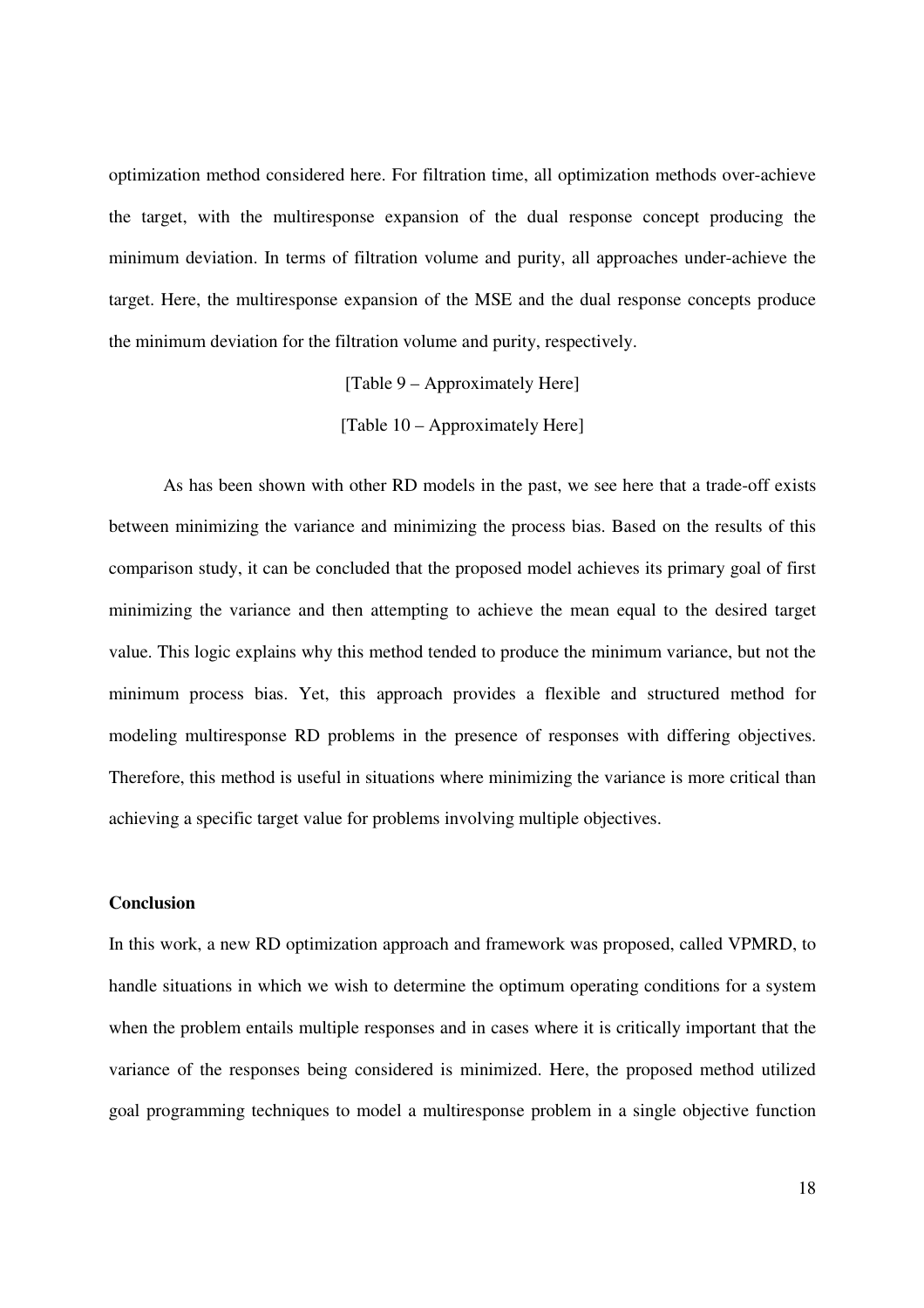optimization method considered here. For filtration time, all optimization methods over-achieve the target, with the multiresponse expansion of the dual response concept producing the minimum deviation. In terms of filtration volume and purity, all approaches under-achieve the target. Here, the multiresponse expansion of the MSE and the dual response concepts produce the minimum deviation for the filtration volume and purity, respectively.

[Table 9 – Approximately Here]

[Table 10 – Approximately Here]

As has been shown with other RD models in the past, we see here that a trade-off exists between minimizing the variance and minimizing the process bias. Based on the results of this comparison study, it can be concluded that the proposed model achieves its primary goal of first minimizing the variance and then attempting to achieve the mean equal to the desired target value. This logic explains why this method tended to produce the minimum variance, but not the minimum process bias. Yet, this approach provides a flexible and structured method for modeling multiresponse RD problems in the presence of responses with differing objectives. Therefore, this method is useful in situations where minimizing the variance is more critical than achieving a specific target value for problems involving multiple objectives.

**Conclusion**

In this work, a new RD optimization approach and framework was proposed, called VPMRD, to handle situations in which we wish to determine the optimum operating conditions for a system when the problem entails multiple responses and in cases where it is critically important that the variance of the responses being considered is minimized. Here, the proposed method utilized goal programming techniques to model a multiresponse problem in a single objective function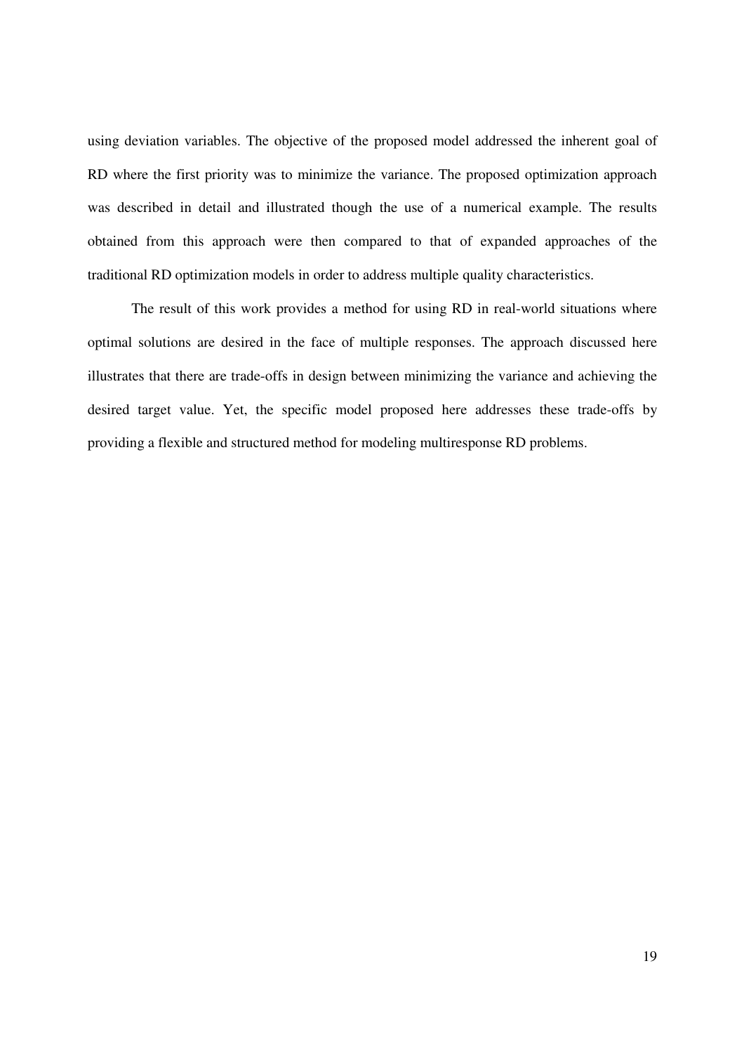using deviation variables. The objective of the proposed model addressed the inherent goal of RD where the first priority was to minimize the variance. The proposed optimization approach was described in detail and illustrated though the use of a numerical example. The results obtained from this approach were then compared to that of expanded approaches of the traditional RD optimization models in order to address multiple quality characteristics.

The result of this work provides a method for using RD in real-world situations where optimal solutions are desired in the face of multiple responses. The approach discussed here illustrates that there are trade-offs in design between minimizing the variance and achieving the desired target value. Yet, the specific model proposed here addresses these trade-offs by providing a flexible and structured method for modeling multiresponse RD problems.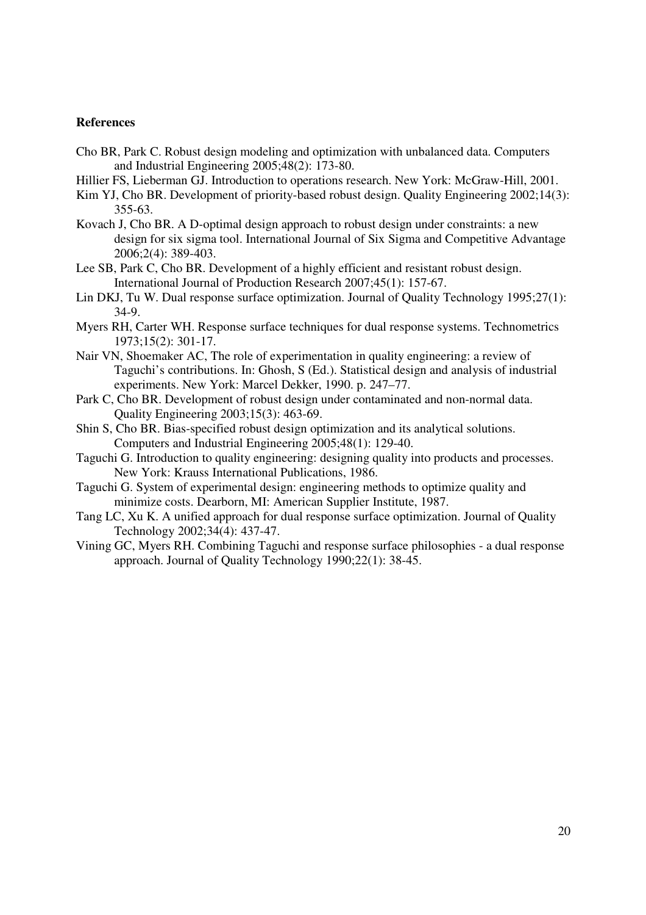**References**

Cho BR, Park C. Robust design modeling and optimization with unbalanced data. Computers and Industrial Engineering 2005;48(2): 173-80.

Hillier FS, Lieberman GJ. Introduction to operations research. New York: McGraw-Hill, 2001.

Kim YJ, Cho BR. Development of priority-based robust design. Quality Engineering 2002;14(3): 355-63.

Kovach J, Cho BR. A D-optimal design approach to robust design under constraints: a new design for six sigma tool. International Journal of Six Sigma and Competitive Advantage 2006;2(4): 389-403.

Lee SB, Park C, Cho BR. Development of a highly efficient and resistant robust design. International Journal of Production Research 2007;45(1): 157-67.

Lin DKJ, Tu W. Dual response surface optimization. Journal of Quality Technology 1995;27(1): 34-9.

Myers RH, Carter WH. Response surface techniques for dual response systems. Technometrics 1973;15(2): 301-17.

Nair VN, Shoemaker AC, The role of experimentation in quality engineering: a review of Taguchi's contributions. In: Ghosh, S (Ed.). Statistical design and analysis of industrial experiments. New York: Marcel Dekker, 1990. p. 247–77.

Park C, Cho BR. Development of robust design under contaminated and non-normal data. Quality Engineering 2003;15(3): 463-69.

Shin S, Cho BR. Bias-specified robust design optimization and its analytical solutions. Computers and Industrial Engineering 2005;48(1): 129-40.

Taguchi G. Introduction to quality engineering: designing quality into products and processes. New York: Krauss International Publications, 1986.

Taguchi G. System of experimental design: engineering methods to optimize quality and minimize costs. Dearborn, MI: American Supplier Institute, 1987.

Tang LC, Xu K. A unified approach for dual response surface optimization. Journal of Quality Technology 2002;34(4): 437-47.

Vining GC, Myers RH. Combining Taguchi and response surface philosophies - a dual response approach. Journal of Quality Technology 1990;22(1): 38-45.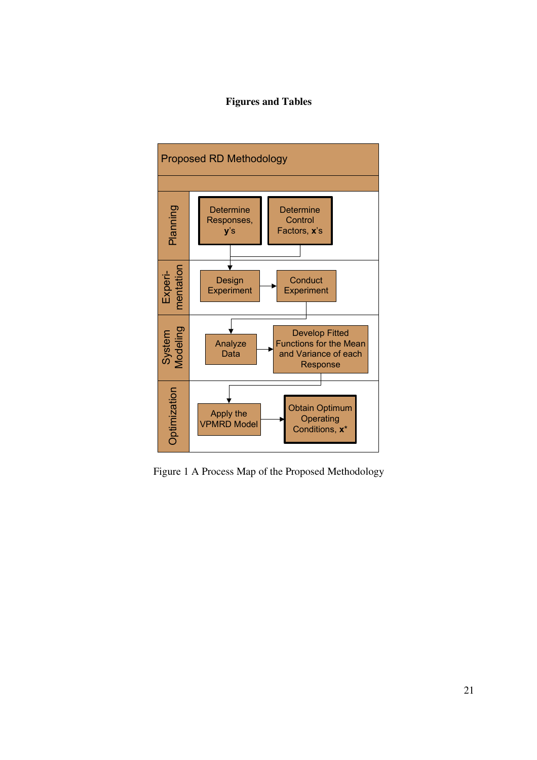# Figures and Tables

Proposed RD Methodology

Planning: Determine Responses, **y**'s; Determine Control Factors, **x**'s

Experimentation: Design Experiment → Conduct Experiment

System Modeling: Analyze Data → Develop Fitted Functions for the Mean and Variance of each Response

Optimization: Apply the VPMRD Model → Obtain Optimum Operating Conditions, **x**\*

Figure 1 A Process Map of the Proposed Methodology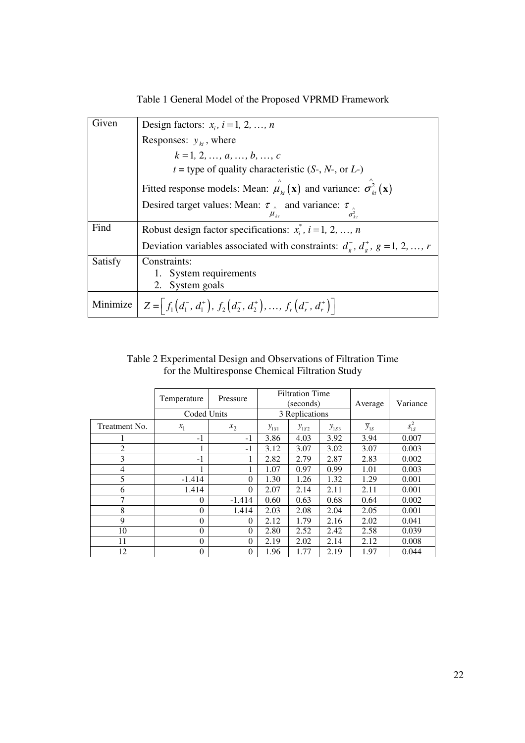Table 1 General Model of the Proposed VPRMD Framework

| | |
|---|---|
| Given | Design factors: $x_i$, $i = 1, 2, \ldots, n$<br>Responses: $y_{kt}$, where<br>$k = 1, 2, \ldots, a, \ldots, b, \ldots, c$<br>$t$ = type of quality characteristic (*S*-, *N*-, or *L*-)<br>Fitted response models: Mean: $\hat{\mu}_{kt}(\mathbf{x})$ and variance: $\hat{\sigma}^2_{kt}(\mathbf{x})$<br>Desired target values: Mean: $\tau_{\hat{\mu}_{kt}}$ and variance: $\tau_{\hat{\sigma}^2_{kt}}$ |
| Find | Robust design factor specifications: $x_i^*$, $i = 1, 2, \ldots, n$<br>Deviation variables associated with constraints: $d_g^-$, $d_g^+$, $g = 1, 2, \ldots, r$ |
| Satisfy | Constraints:<br>1. System requirements<br>2. System goals |
| Minimize | $Z = \left[ f_1\left(d_1^-, d_1^+\right), f_2\left(d_2^-, d_2^+\right), \ldots, f_r\left(d_r^-, d_r^+\right) \right]$ |

Table 2 Experimental Design and Observations of Filtration Time for the Multiresponse Chemical Filtration Study

| | Temperature | Pressure | Filtration Time (seconds) | | | Average | Variance |
|---|---|---|---|---|---|---|---|
| | Coded Units | | 3 Replications | | | | |
| Treatment No. | $x_1$ | $x_2$ | $y_{1S1}$ | $y_{1S2}$ | $y_{1S3}$ | $\bar{y}_{1S}$ | $s^2_{1S}$ |
| 1 | -1 | -1 | 3.86 | 4.03 | 3.92 | 3.94 | 0.007 |
| 2 | 1 | -1 | 3.12 | 3.07 | 3.02 | 3.07 | 0.003 |
| 3 | -1 | 1 | 2.82 | 2.79 | 2.87 | 2.83 | 0.002 |
| 4 | 1 | 1 | 1.07 | 0.97 | 0.99 | 1.01 | 0.003 |
| 5 | -1.414 | 0 | 1.30 | 1.26 | 1.32 | 1.29 | 0.001 |
| 6 | 1.414 | 0 | 2.07 | 2.14 | 2.11 | 2.11 | 0.001 |
| 7 | 0 | -1.414 | 0.60 | 0.63 | 0.68 | 0.64 | 0.002 |
| 8 | 0 | 1.414 | 2.03 | 2.08 | 2.04 | 2.05 | 0.001 |
| 9 | 0 | 0 | 2.12 | 1.79 | 2.16 | 2.02 | 0.041 |
| 10 | 0 | 0 | 2.80 | 2.52 | 2.42 | 2.58 | 0.039 |
| 11 | 0 | 0 | 2.19 | 2.02 | 2.14 | 2.12 | 0.008 |
| 12 | 0 | 0 | 1.96 | 1.77 | 2.19 | 1.97 | 0.044 |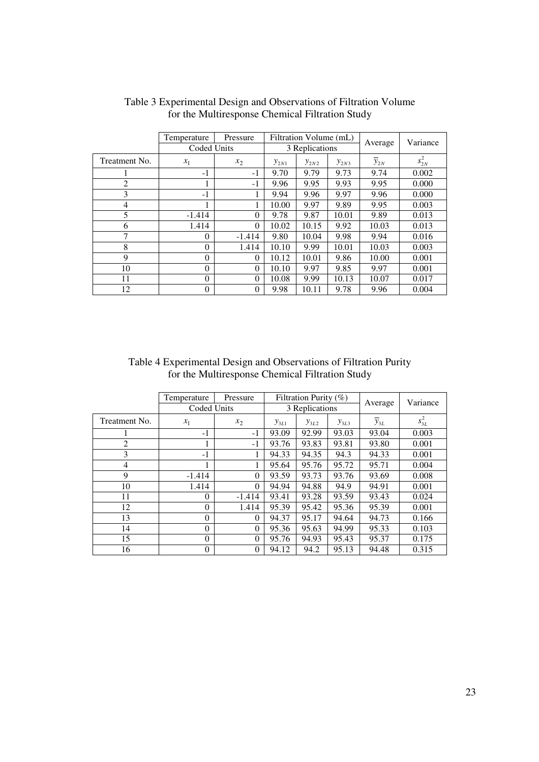Table 3 Experimental Design and Observations of Filtration Volume for the Multiresponse Chemical Filtration Study

| | Temperature | Pressure | Filtration Volume (mL) | | | Average | Variance |
|---|---|---|---|---|---|---|---|
| | Coded Units | | 3 Replications | | | | |
| Treatment No. | $x_1$ | $x_2$ | $y_{2N1}$ | $y_{2N2}$ | $y_{2N3}$ | $\overline{y}_{2N}$ | $s_{2N}^2$ |
| 1 | -1 | -1 | 9.70 | 9.79 | 9.73 | 9.74 | 0.002 |
| 2 | 1 | -1 | 9.96 | 9.95 | 9.93 | 9.95 | 0.000 |
| 3 | -1 | 1 | 9.94 | 9.96 | 9.97 | 9.96 | 0.000 |
| 4 | 1 | 1 | 10.00 | 9.97 | 9.89 | 9.95 | 0.003 |
| 5 | -1.414 | 0 | 9.78 | 9.87 | 10.01 | 9.89 | 0.013 |
| 6 | 1.414 | 0 | 10.02 | 10.15 | 9.92 | 10.03 | 0.013 |
| 7 | 0 | -1.414 | 9.80 | 10.04 | 9.98 | 9.94 | 0.016 |
| 8 | 0 | 1.414 | 10.10 | 9.99 | 10.01 | 10.03 | 0.003 |
| 9 | 0 | 0 | 10.12 | 10.01 | 9.86 | 10.00 | 0.001 |
| 10 | 0 | 0 | 10.10 | 9.97 | 9.85 | 9.97 | 0.001 |
| 11 | 0 | 0 | 10.08 | 9.99 | 10.13 | 10.07 | 0.017 |
| 12 | 0 | 0 | 9.98 | 10.11 | 9.78 | 9.96 | 0.004 |

Table 4 Experimental Design and Observations of Filtration Purity for the Multiresponse Chemical Filtration Study

| | Temperature | Pressure | Filtration Purity (%) | | | Average | Variance |
|---|---|---|---|---|---|---|---|
| | Coded Units | | 3 Replications | | | | |
| Treatment No. | $x_1$ | $x_2$ | $y_{3L1}$ | $y_{3L2}$ | $y_{3L3}$ | $\overline{y}_{3L}$ | $s_{3L}^2$ |
| 1 | -1 | -1 | 93.09 | 92.99 | 93.03 | 93.04 | 0.003 |
| 2 | 1 | -1 | 93.76 | 93.83 | 93.81 | 93.80 | 0.001 |
| 3 | -1 | 1 | 94.33 | 94.35 | 94.3 | 94.33 | 0.001 |
| 4 | 1 | 1 | 95.64 | 95.76 | 95.72 | 95.71 | 0.004 |
| 9 | -1.414 | 0 | 93.59 | 93.73 | 93.76 | 93.69 | 0.008 |
| 10 | 1.414 | 0 | 94.94 | 94.88 | 94.9 | 94.91 | 0.001 |
| 11 | 0 | -1.414 | 93.41 | 93.28 | 93.59 | 93.43 | 0.024 |
| 12 | 0 | 1.414 | 95.39 | 95.42 | 95.36 | 95.39 | 0.001 |
| 13 | 0 | 0 | 94.37 | 95.17 | 94.64 | 94.73 | 0.166 |
| 14 | 0 | 0 | 95.36 | 95.63 | 94.99 | 95.33 | 0.103 |
| 15 | 0 | 0 | 95.76 | 94.93 | 95.43 | 95.37 | 0.175 |
| 16 | 0 | 0 | 94.12 | 94.2 | 95.13 | 94.48 | 0.315 |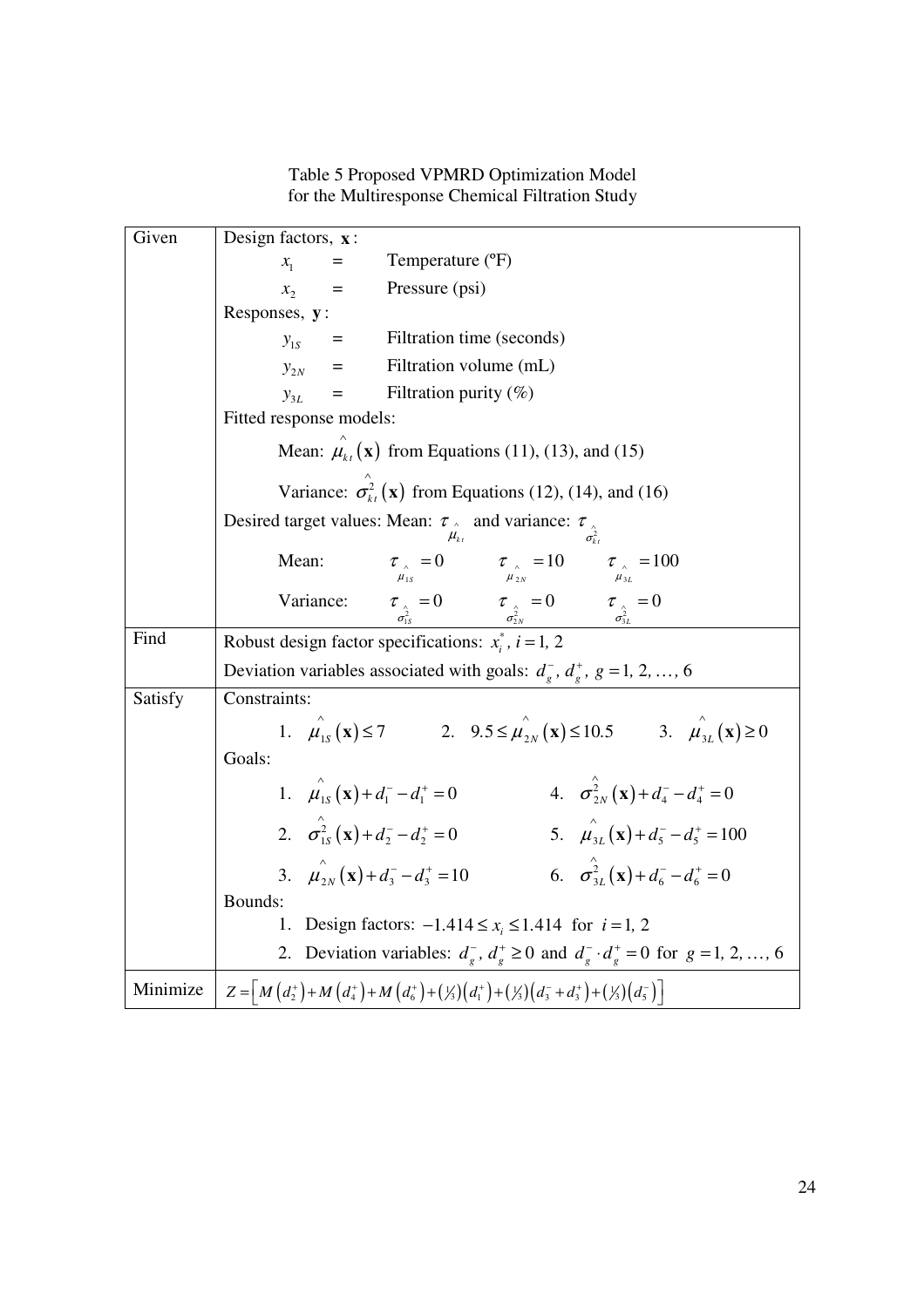Table 5 Proposed VPMRD Optimization Model for the Multiresponse Chemical Filtration Study

| | |
|---|---|
| Given | Design factors, $\mathbf{x}$: <br> $x_1$ = Temperature (ºF) <br> $x_2$ = Pressure (psi) <br> Responses, $\mathbf{y}$: <br> $y_{1S}$ = Filtration time (seconds) <br> $y_{2N}$ = Filtration volume (mL) <br> $y_{3L}$ = Filtration purity (%) <br> Fitted response models: <br> Mean: $\hat{\mu}_{kt}(\mathbf{x})$ from Equations (11), (13), and (15) <br> Variance: $\hat{\sigma}^2_{kt}(\mathbf{x})$ from Equations (12), (14), and (16) <br> Desired target values: Mean: $\tau_{\hat{\mu}_{kt}}$ and variance: $\tau_{\hat{\sigma}^2_{kt}}$ <br> Mean: $\tau_{\hat{\mu}_{1S}} = 0$ $\quad \tau_{\hat{\mu}_{2N}} = 10$ $\quad \tau_{\hat{\mu}_{3L}} = 100$ <br> Variance: $\tau_{\hat{\sigma}^2_{1S}} = 0$ $\quad \tau_{\hat{\sigma}^2_{2N}} = 0$ $\quad \tau_{\hat{\sigma}^2_{3L}} = 0$ |
| Find | Robust design factor specifications: $x_i^*,\ i = 1, 2$ <br> Deviation variables associated with goals: $d_g^-,\ d_g^+,\ g = 1, 2, \ldots, 6$ |
| Satisfy | Constraints: <br> 1. $\hat{\mu}_{1S}(\mathbf{x}) \le 7$ $\quad$ 2. $9.5 \le \hat{\mu}_{2N}(\mathbf{x}) \le 10.5$ $\quad$ 3. $\hat{\mu}_{3L}(\mathbf{x}) \ge 0$ <br> Goals: <br> 1. $\hat{\mu}_{1S}(\mathbf{x}) + d_1^- - d_1^+ = 0$ $\quad$ 4. $\hat{\sigma}^2_{2N}(\mathbf{x}) + d_4^- - d_4^+ = 0$ <br> 2. $\hat{\sigma}^2_{1S}(\mathbf{x}) + d_2^- - d_2^+ = 0$ $\quad$ 5. $\hat{\mu}_{3L}(\mathbf{x}) + d_5^- - d_5^+ = 100$ <br> 3. $\hat{\mu}_{2N}(\mathbf{x}) + d_3^- - d_3^+ = 10$ $\quad$ 6. $\hat{\sigma}^2_{3L}(\mathbf{x}) + d_6^- - d_6^+ = 0$ <br> Bounds: <br> 1. Design factors: $-1.414 \le x_i \le 1.414$ for $i = 1, 2$ <br> 2. Deviation variables: $d_g^-,\ d_g^+ \ge 0$ and $d_g^- \cdot d_g^+ = 0$ for $g = 1, 2, \ldots, 6$ |
| Minimize | $Z = \left[ M\left(d_2^+\right) + M\left(d_4^+\right) + M\left(d_6^+\right) + \left(\frac{1}{3}\right)\left(d_1^+\right) + \left(\frac{1}{3}\right)\left(d_3^- + d_3^+\right) + \left(\frac{1}{3}\right)\left(d_5^-\right) \right]$ |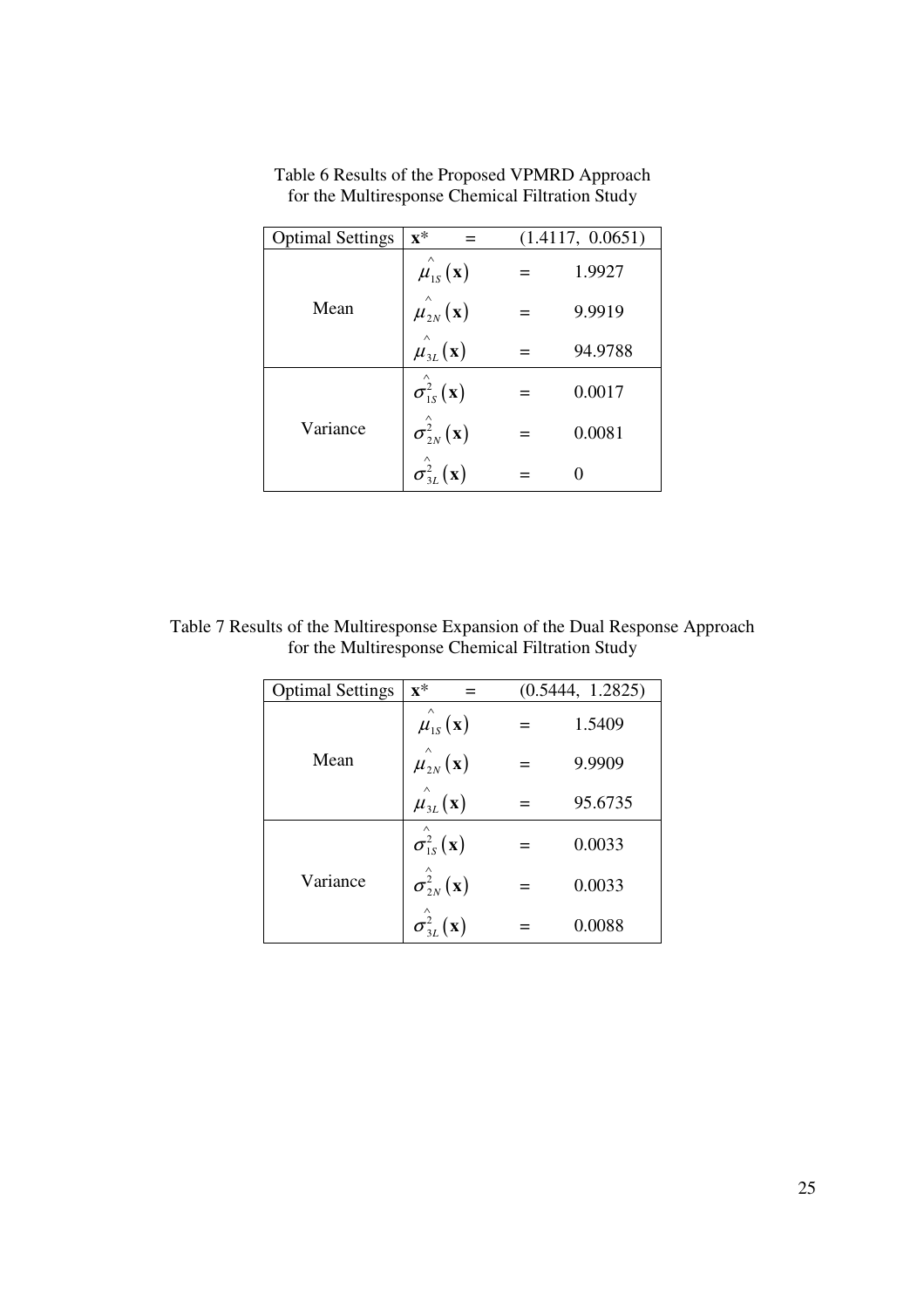Table 6 Results of the Proposed VPMRD Approach for the Multiresponse Chemical Filtration Study

| Optimal Settings | $\mathbf{x}^*$ | = | (1.4117, 0.0651) |
|---|---|---|---|
| Mean | $\hat{\mu}_{1S}(\mathbf{x})$ | = | 1.9927 |
| | $\hat{\mu}_{2N}(\mathbf{x})$ | = | 9.9919 |
| | $\hat{\mu}_{3L}(\mathbf{x})$ | = | 94.9788 |
| Variance | $\hat{\sigma}^2_{1S}(\mathbf{x})$ | = | 0.0017 |
| | $\hat{\sigma}^2_{2N}(\mathbf{x})$ | = | 0.0081 |
| | $\hat{\sigma}^2_{3L}(\mathbf{x})$ | = | 0 |

Table 7 Results of the Multiresponse Expansion of the Dual Response Approach for the Multiresponse Chemical Filtration Study

| Optimal Settings | $\mathbf{x}^*$ | = | (0.5444, 1.2825) |
|---|---|---|---|
| Mean | $\hat{\mu}_{1S}(\mathbf{x})$ | = | 1.5409 |
| | $\hat{\mu}_{2N}(\mathbf{x})$ | = | 9.9909 |
| | $\hat{\mu}_{3L}(\mathbf{x})$ | = | 95.6735 |
| Variance | $\hat{\sigma}^2_{1S}(\mathbf{x})$ | = | 0.0033 |
| | $\hat{\sigma}^2_{2N}(\mathbf{x})$ | = | 0.0033 |
| | $\hat{\sigma}^2_{3L}(\mathbf{x})$ | = | 0.0088 |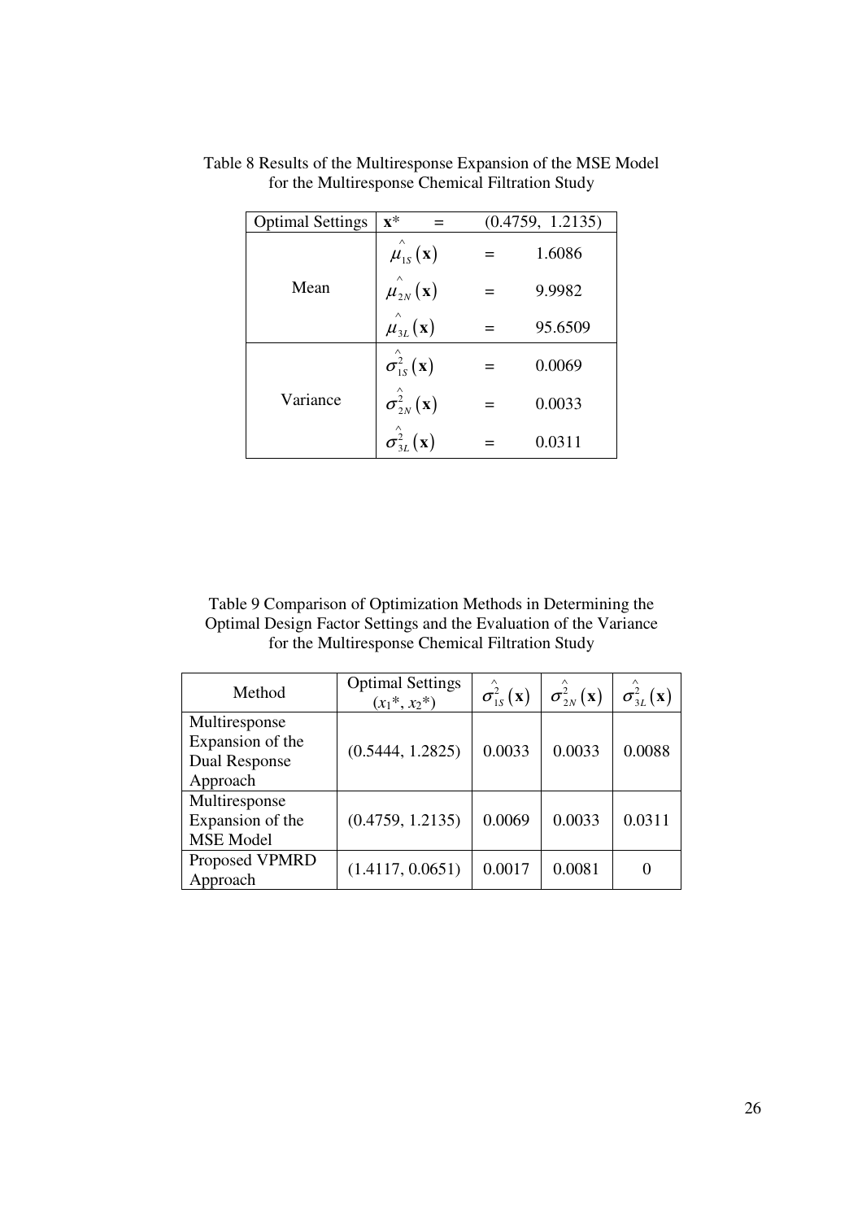Table 8 Results of the Multiresponse Expansion of the MSE Model for the Multiresponse Chemical Filtration Study

| Optimal Settings | $\mathbf{x}^*$ | = | (0.4759, 1.2135) |
|---|---|---|---|
| Mean | $\hat{\mu}_{1S}(\mathbf{x})$ | = | 1.6086 |
| | $\hat{\mu}_{2N}(\mathbf{x})$ | = | 9.9982 |
| | $\hat{\mu}_{3L}(\mathbf{x})$ | = | 95.6509 |
| Variance | $\hat{\sigma}^2_{1S}(\mathbf{x})$ | = | 0.0069 |
| | $\hat{\sigma}^2_{2N}(\mathbf{x})$ | = | 0.0033 |
| | $\hat{\sigma}^2_{3L}(\mathbf{x})$ | = | 0.0311 |

Table 9 Comparison of Optimization Methods in Determining the Optimal Design Factor Settings and the Evaluation of the Variance for the Multiresponse Chemical Filtration Study

| Method | Optimal Settings $(x_1^*, x_2^*)$ | $\hat{\sigma}^2_{1S}(\mathbf{x})$ | $\hat{\sigma}^2_{2N}(\mathbf{x})$ | $\hat{\sigma}^2_{3L}(\mathbf{x})$ |
|---|---|---|---|---|
| Multiresponse Expansion of the Dual Response Approach | (0.5444, 1.2825) | 0.0033 | 0.0033 | 0.0088 |
| Multiresponse Expansion of the MSE Model | (0.4759, 1.2135) | 0.0069 | 0.0033 | 0.0311 |
| Proposed VPMRD Approach | (1.4117, 0.0651) | 0.0017 | 0.0081 | 0 |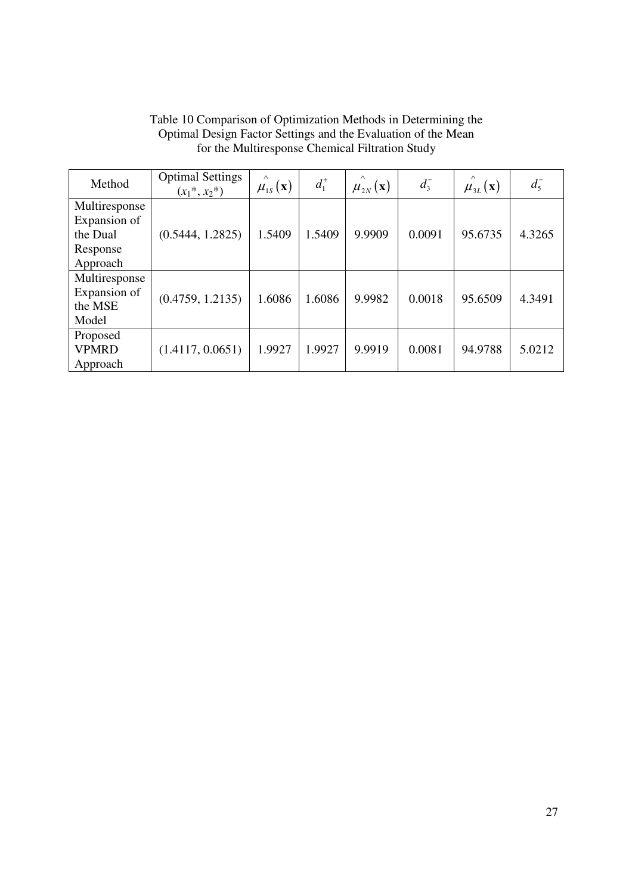Table 10 Comparison of Optimization Methods in Determining the Optimal Design Factor Settings and the Evaluation of the Mean for the Multiresponse Chemical Filtration Study

| Method | Optimal Settings ($x_1$\*, $x_2$\*) | $\hat{\mu}_{1S}(\mathbf{x})$ | $d_1^+$ | $\hat{\mu}_{2N}(\mathbf{x})$ | $d_3^-$ | $\hat{\mu}_{3L}(\mathbf{x})$ | $d_5^-$ |
|---|---|---|---|---|---|---|---|
| Multiresponse Expansion of the Dual Response Approach | (0.5444, 1.2825) | 1.5409 | 1.5409 | 9.9909 | 0.0091 | 95.6735 | 4.3265 |
| Multiresponse Expansion of the MSE Model | (0.4759, 1.2135) | 1.6086 | 1.6086 | 9.9982 | 0.0018 | 95.6509 | 4.3491 |
| Proposed VPMRD Approach | (1.4117, 0.0651) | 1.9927 | 1.9927 | 9.9919 | 0.0081 | 94.9788 | 5.0212 |